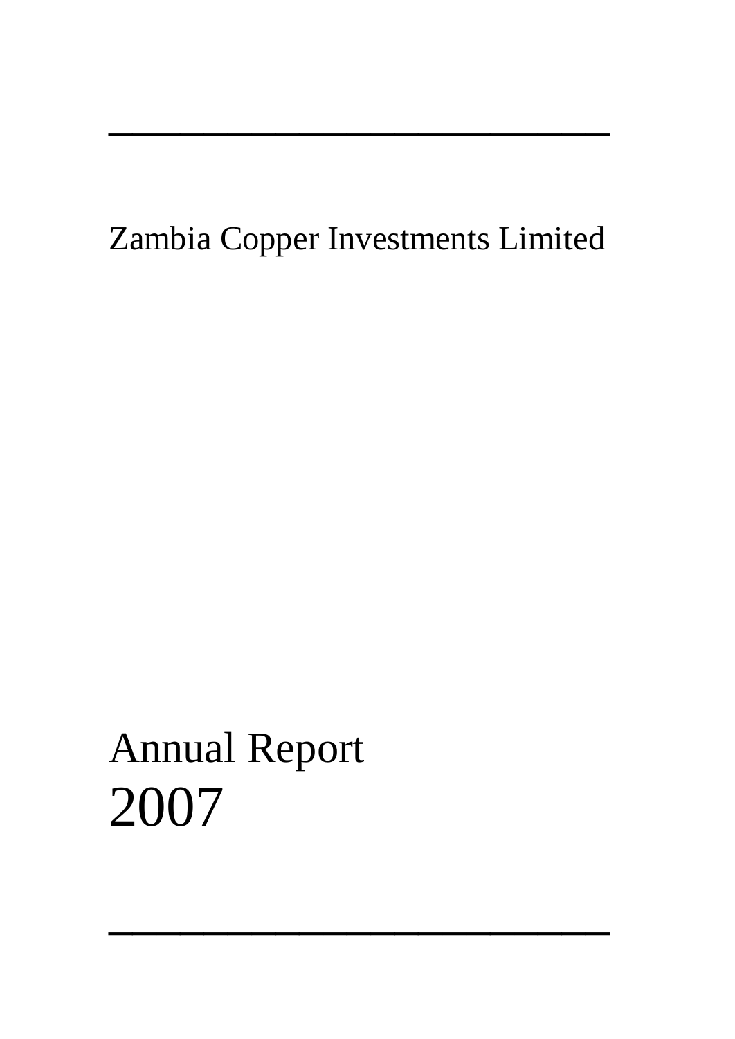# Zambia Copper Investments Limited

# Annual Report 2007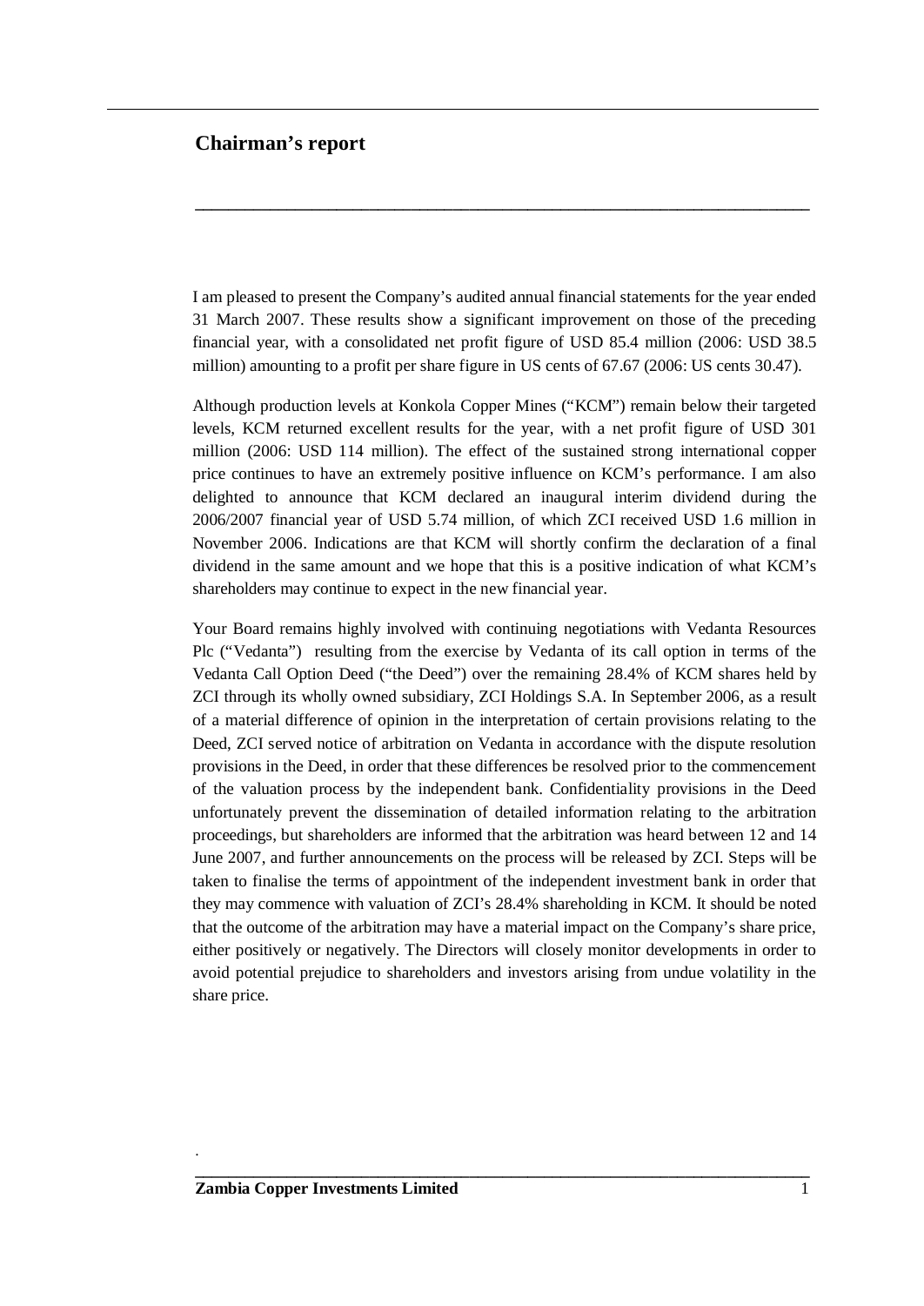## Chairman's report

I am pleased to present the Company's audited annual financial statements for the year ended 31 March 2007. These results show a significant improvement on those of the preceding financial year, with a consolidated net profit figure of USD 85.4 million (2006: USD 38.5 million) amounting to a profit per share figure in US cents of 67.67 (2006: US cents 30.47).

Although production levels at Konkola Copper Mines ("KCM") remain below their targeted levels, KCM returned excellent results for the year, with a net profit figure of USD 301 million (2006: USD 114 million). The effect of the sustained strong international copper price continues to have an extremely positive influence on KCM's performance. I am also delighted to announce that KCM declared an inaugural interim dividend during the 2006/2007 financial year of USD 5.74 million, of which ZCI received USD 1.6 million in November 2006. Indications are that KCM will shortly confirm the declaration of a final dividend in the same amount and we hope that this is a positive indication of what KCM's shareholders may continue to expect in the new financial year.

Your Board remains highly involved with continuing negotiations with Vedanta Resources Plc ("Vedanta") resulting from the exercise by Vedanta of its call option in terms of the Vedanta Call Option Deed ("the Deed") over the remaining 28.4% of KCM shares held by ZCI through its wholly owned subsidiary, ZCI Holdings S.A. In September 2006, as a result of a material difference of opinion in the interpretation of certain provisions relating to the Deed, ZCI served notice of arbitration on Vedanta in accordance with the dispute resolution provisions in the Deed, in order that these differences be resolved prior to the commencement of the valuation process by the independent bank. Confidentiality provisions in the Deed unfortunately prevent the dissemination of detailed information relating to the arbitration proceedings, but shareholders are informed that the arbitration was heard between 12 and 14 June 2007, and further announcements on the process will be released by ZCI. Steps will be taken to finalise the terms of appointment of the independent investment bank in order that they may commence with valuation of ZCI's 28.4% shareholding in KCM. It should be noted that the outcome of the arbitration may have a material impact on the Company's share price, either positively or negatively. The Directors will closely monitor developments in order to avoid potential prejudice to shareholders and investors arising from undue volatility in the share price.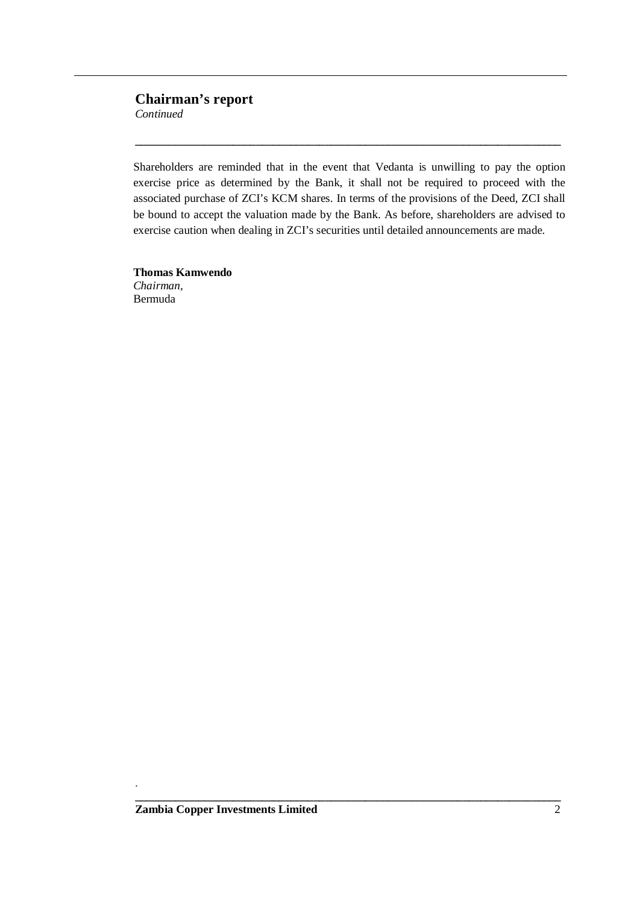## Chairman's report

*Continued*

Shareholders are reminded that in the event that Vedanta is unwilling to pay the option exercise price as determined by the Bank, it shall not be required to proceed with the associated purchase of ZCI's KCM shares. In terms of the provisions of the Deed, ZCI shall be bound to accept the valuation made by the Bank. As before, shareholders are advised to exercise caution when dealing in ZCI's securities until detailed announcements are made.

**Thomas Kamwendo**
*Chairman,*
Bermuda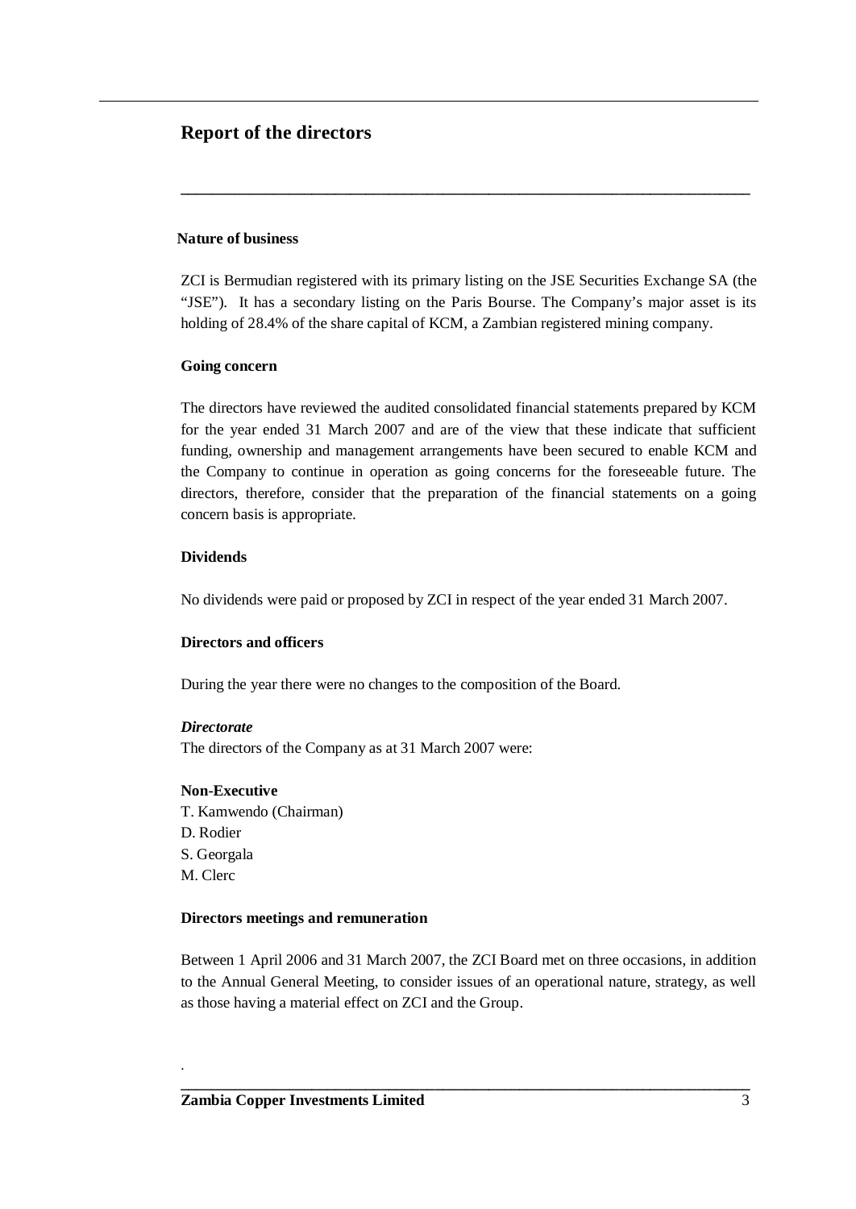# Report of the directors

### Nature of business

ZCI is Bermudian registered with its primary listing on the JSE Securities Exchange SA (the "JSE"). It has a secondary listing on the Paris Bourse. The Company's major asset is its holding of 28.4% of the share capital of KCM, a Zambian registered mining company.

### Going concern

The directors have reviewed the audited consolidated financial statements prepared by KCM for the year ended 31 March 2007 and are of the view that these indicate that sufficient funding, ownership and management arrangements have been secured to enable KCM and the Company to continue in operation as going concerns for the foreseeable future. The directors, therefore, consider that the preparation of the financial statements on a going concern basis is appropriate.

### Dividends

No dividends were paid or proposed by ZCI in respect of the year ended 31 March 2007.

### Directors and officers

During the year there were no changes to the composition of the Board.

***Directorate***

The directors of the Company as at 31 March 2007 were:

**Non-Executive**

T. Kamwendo (Chairman)
D. Rodier
S. Georgala
M. Clerc

### Directors meetings and remuneration

Between 1 April 2006 and 31 March 2007, the ZCI Board met on three occasions, in addition to the Annual General Meeting, to consider issues of an operational nature, strategy, as well as those having a material effect on ZCI and the Group.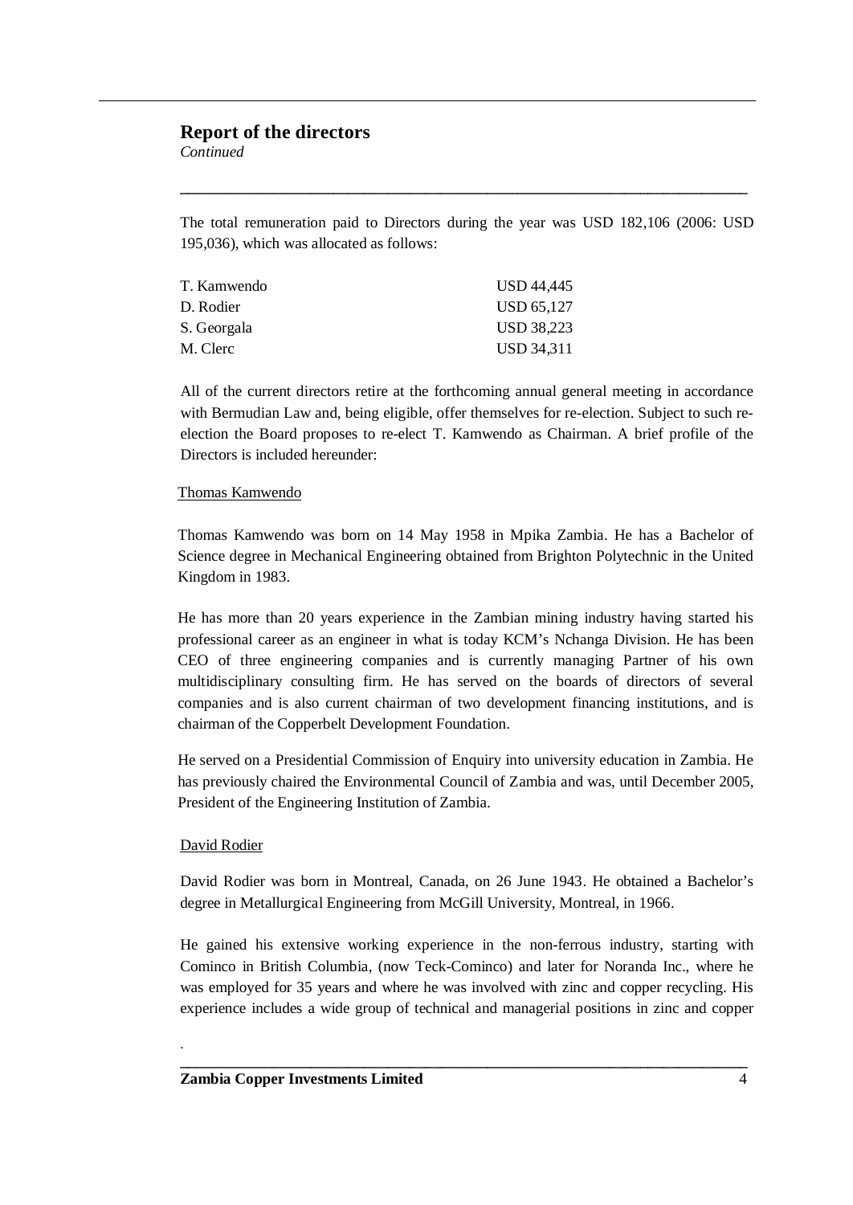## Report of the directors

*Continued*

The total remuneration paid to Directors during the year was USD 182,106 (2006: USD 195,036), which was allocated as follows:

| | |
|---|---|
| T. Kamwendo | USD 44,445 |
| D. Rodier | USD 65,127 |
| S. Georgala | USD 38,223 |
| M. Clerc | USD 34,311 |

All of the current directors retire at the forthcoming annual general meeting in accordance with Bermudian Law and, being eligible, offer themselves for re-election. Subject to such re-election the Board proposes to re-elect T. Kamwendo as Chairman. A brief profile of the Directors is included hereunder:

Thomas Kamwendo

Thomas Kamwendo was born on 14 May 1958 in Mpika Zambia. He has a Bachelor of Science degree in Mechanical Engineering obtained from Brighton Polytechnic in the United Kingdom in 1983.

He has more than 20 years experience in the Zambian mining industry having started his professional career as an engineer in what is today KCM's Nchanga Division. He has been CEO of three engineering companies and is currently managing Partner of his own multidisciplinary consulting firm. He has served on the boards of directors of several companies and is also current chairman of two development financing institutions, and is chairman of the Copperbelt Development Foundation.

He served on a Presidential Commission of Enquiry into university education in Zambia. He has previously chaired the Environmental Council of Zambia and was, until December 2005, President of the Engineering Institution of Zambia.

David Rodier

David Rodier was born in Montreal, Canada, on 26 June 1943. He obtained a Bachelor's degree in Metallurgical Engineering from McGill University, Montreal, in 1966.

He gained his extensive working experience in the non-ferrous industry, starting with Cominco in British Columbia, (now Teck-Cominco) and later for Noranda Inc., where he was employed for 35 years and where he was involved with zinc and copper recycling. His experience includes a wide group of technical and managerial positions in zinc and copper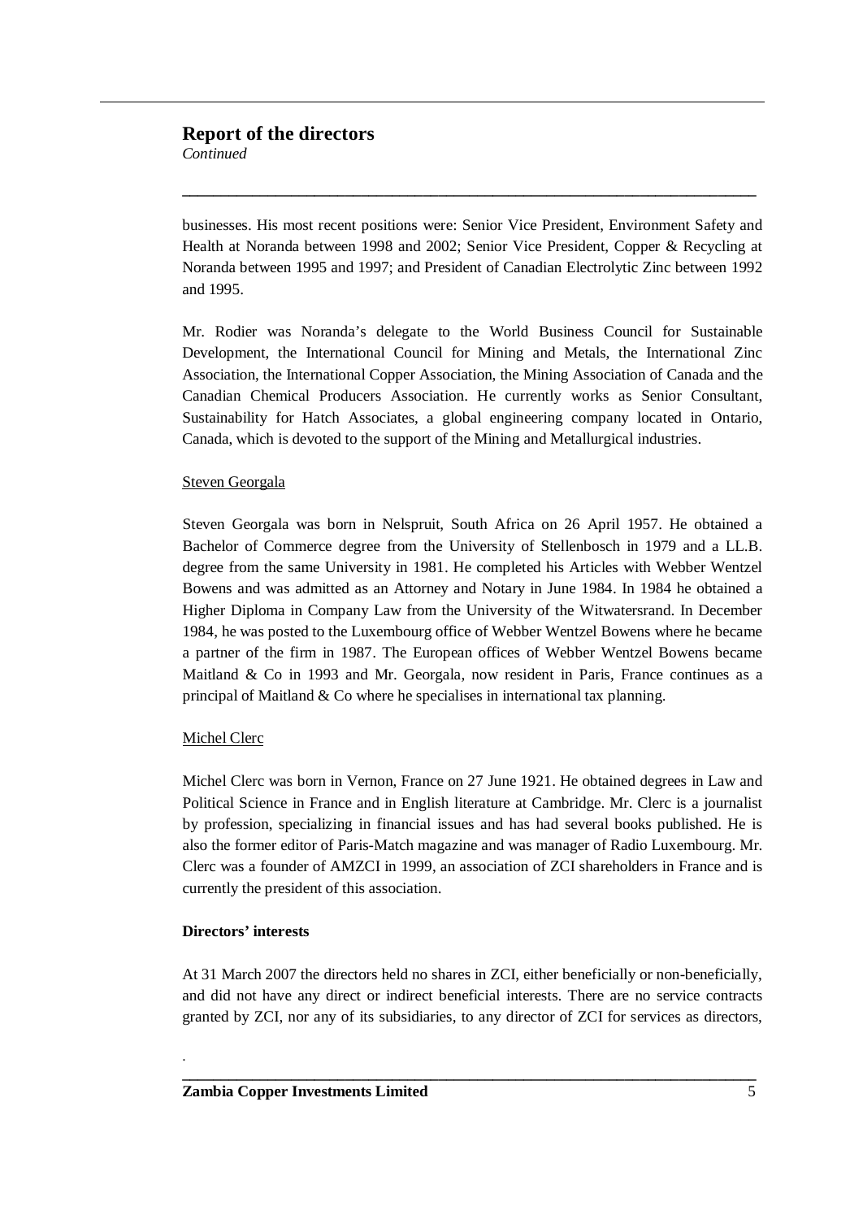businesses. His most recent positions were: Senior Vice President, Environment Safety and Health at Noranda between 1998 and 2002; Senior Vice President, Copper & Recycling at Noranda between 1995 and 1997; and President of Canadian Electrolytic Zinc between 1992 and 1995.

Mr. Rodier was Noranda's delegate to the World Business Council for Sustainable Development, the International Council for Mining and Metals, the International Zinc Association, the International Copper Association, the Mining Association of Canada and the Canadian Chemical Producers Association. He currently works as Senior Consultant, Sustainability for Hatch Associates, a global engineering company located in Ontario, Canada, which is devoted to the support of the Mining and Metallurgical industries.

Steven Georgala

Steven Georgala was born in Nelspruit, South Africa on 26 April 1957. He obtained a Bachelor of Commerce degree from the University of Stellenbosch in 1979 and a LL.B. degree from the same University in 1981. He completed his Articles with Webber Wentzel Bowens and was admitted as an Attorney and Notary in June 1984. In 1984 he obtained a Higher Diploma in Company Law from the University of the Witwatersrand. In December 1984, he was posted to the Luxembourg office of Webber Wentzel Bowens where he became a partner of the firm in 1987. The European offices of Webber Wentzel Bowens became Maitland & Co in 1993 and Mr. Georgala, now resident in Paris, France continues as a principal of Maitland & Co where he specialises in international tax planning.

Michel Clerc

Michel Clerc was born in Vernon, France on 27 June 1921. He obtained degrees in Law and Political Science in France and in English literature at Cambridge. Mr. Clerc is a journalist by profession, specializing in financial issues and has had several books published. He is also the former editor of Paris-Match magazine and was manager of Radio Luxembourg. Mr. Clerc was a founder of AMZCI in 1999, an association of ZCI shareholders in France and is currently the president of this association.

**Directors' interests**

At 31 March 2007 the directors held no shares in ZCI, either beneficially or non-beneficially, and did not have any direct or indirect beneficial interests. There are no service contracts granted by ZCI, nor any of its subsidiaries, to any director of ZCI for services as directors,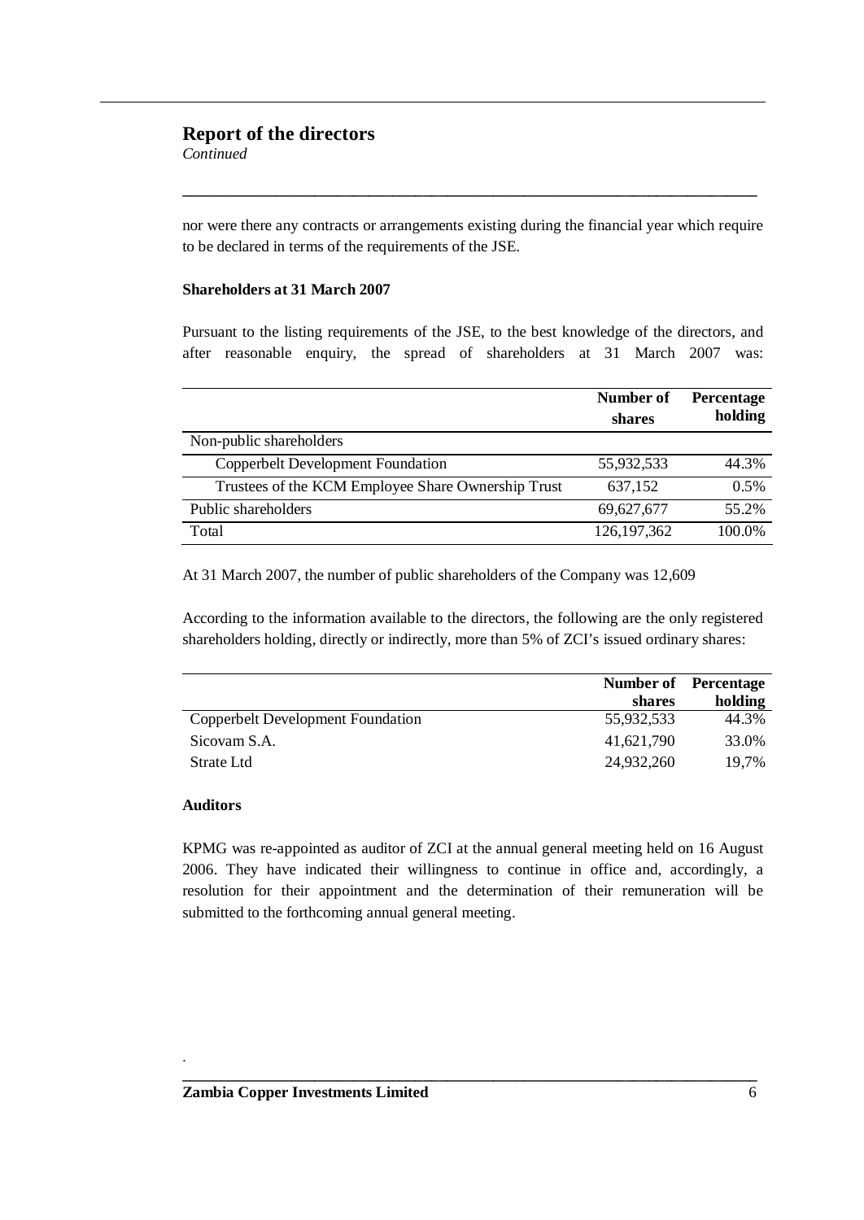## Report of the directors

*Continued*

nor were there any contracts or arrangements existing during the financial year which require to be declared in terms of the requirements of the JSE.

**Shareholders at 31 March 2007**

Pursuant to the listing requirements of the JSE, to the best knowledge of the directors, and after reasonable enquiry, the spread of shareholders at 31 March 2007 was:

| | Number of shares | Percentage holding |
|---|---|---|
| Non-public shareholders | | |
| Copperbelt Development Foundation | 55,932,533 | 44.3% |
| Trustees of the KCM Employee Share Ownership Trust | 637,152 | 0.5% |
| Public shareholders | 69,627,677 | 55.2% |
| Total | 126,197,362 | 100.0% |

At 31 March 2007, the number of public shareholders of the Company was 12,609

According to the information available to the directors, the following are the only registered shareholders holding, directly or indirectly, more than 5% of ZCI's issued ordinary shares:

| | Number of shares | Percentage holding |
|---|---|---|
| Copperbelt Development Foundation | 55,932,533 | 44.3% |
| Sicovam S.A. | 41,621,790 | 33.0% |
| Strate Ltd | 24,932,260 | 19,7% |

**Auditors**

KPMG was re-appointed as auditor of ZCI at the annual general meeting held on 16 August 2006. They have indicated their willingness to continue in office and, accordingly, a resolution for their appointment and the determination of their remuneration will be submitted to the forthcoming annual general meeting.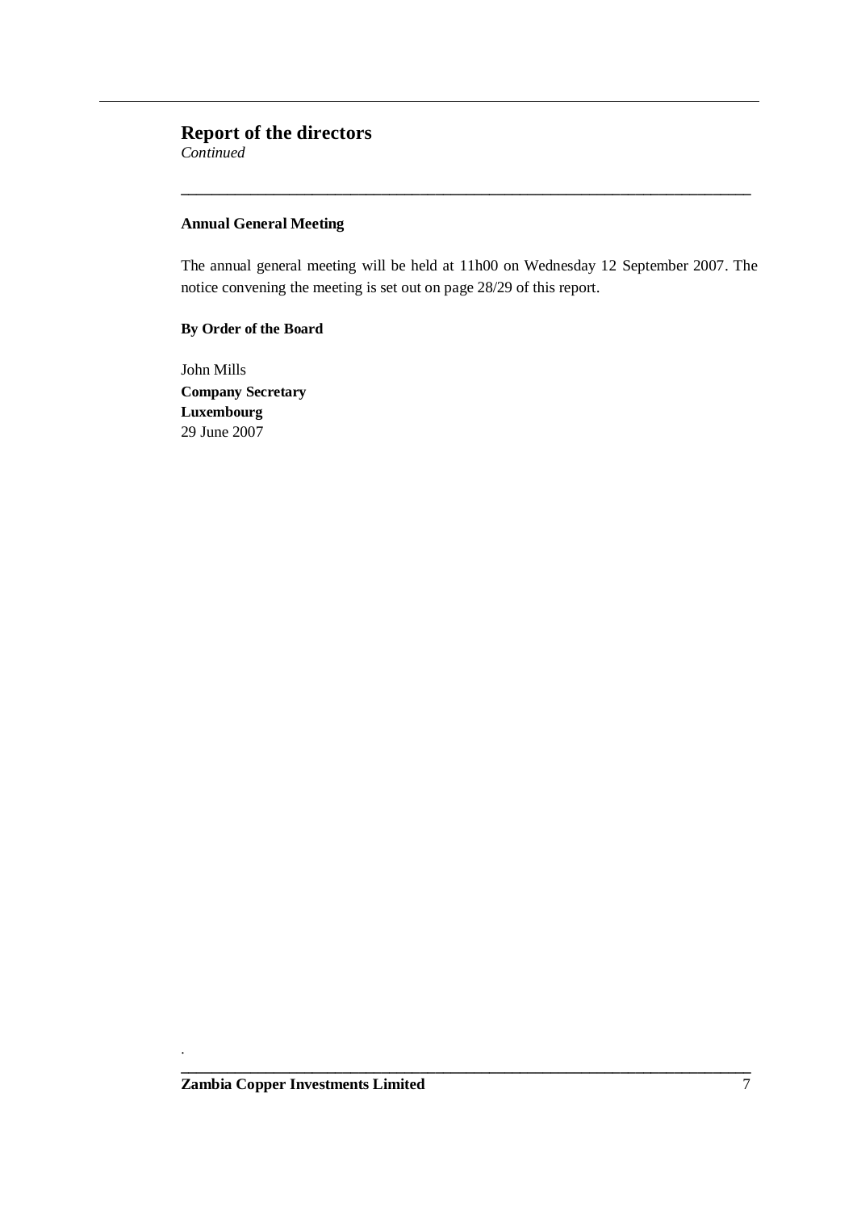# Report of the directors
*Continued*

**Annual General Meeting**

The annual general meeting will be held at 11h00 on Wednesday 12 September 2007. The notice convening the meeting is set out on page 28/29 of this report.

**By Order of the Board**

John Mills
**Company Secretary**
**Luxembourg**
29 June 2007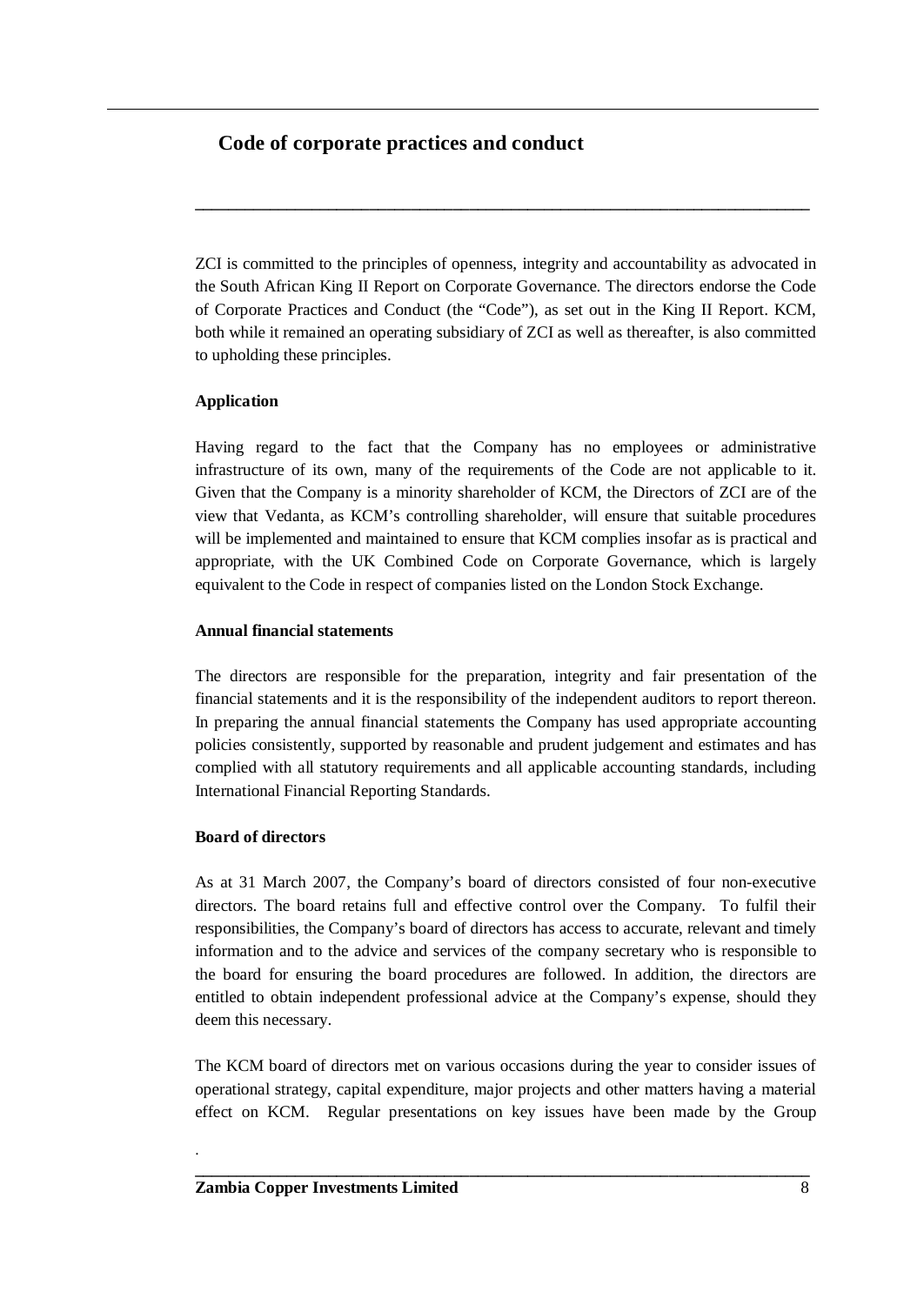# Code of corporate practices and conduct

ZCI is committed to the principles of openness, integrity and accountability as advocated in the South African King II Report on Corporate Governance. The directors endorse the Code of Corporate Practices and Conduct (the "Code"), as set out in the King II Report. KCM, both while it remained an operating subsidiary of ZCI as well as thereafter, is also committed to upholding these principles.

**Application**

Having regard to the fact that the Company has no employees or administrative infrastructure of its own, many of the requirements of the Code are not applicable to it. Given that the Company is a minority shareholder of KCM, the Directors of ZCI are of the view that Vedanta, as KCM's controlling shareholder, will ensure that suitable procedures will be implemented and maintained to ensure that KCM complies insofar as is practical and appropriate, with the UK Combined Code on Corporate Governance, which is largely equivalent to the Code in respect of companies listed on the London Stock Exchange.

**Annual financial statements**

The directors are responsible for the preparation, integrity and fair presentation of the financial statements and it is the responsibility of the independent auditors to report thereon. In preparing the annual financial statements the Company has used appropriate accounting policies consistently, supported by reasonable and prudent judgement and estimates and has complied with all statutory requirements and all applicable accounting standards, including International Financial Reporting Standards.

**Board of directors**

As at 31 March 2007, the Company's board of directors consisted of four non-executive directors. The board retains full and effective control over the Company. To fulfil their responsibilities, the Company's board of directors has access to accurate, relevant and timely information and to the advice and services of the company secretary who is responsible to the board for ensuring the board procedures are followed. In addition, the directors are entitled to obtain independent professional advice at the Company's expense, should they deem this necessary.

The KCM board of directors met on various occasions during the year to consider issues of operational strategy, capital expenditure, major projects and other matters having a material effect on KCM. Regular presentations on key issues have been made by the Group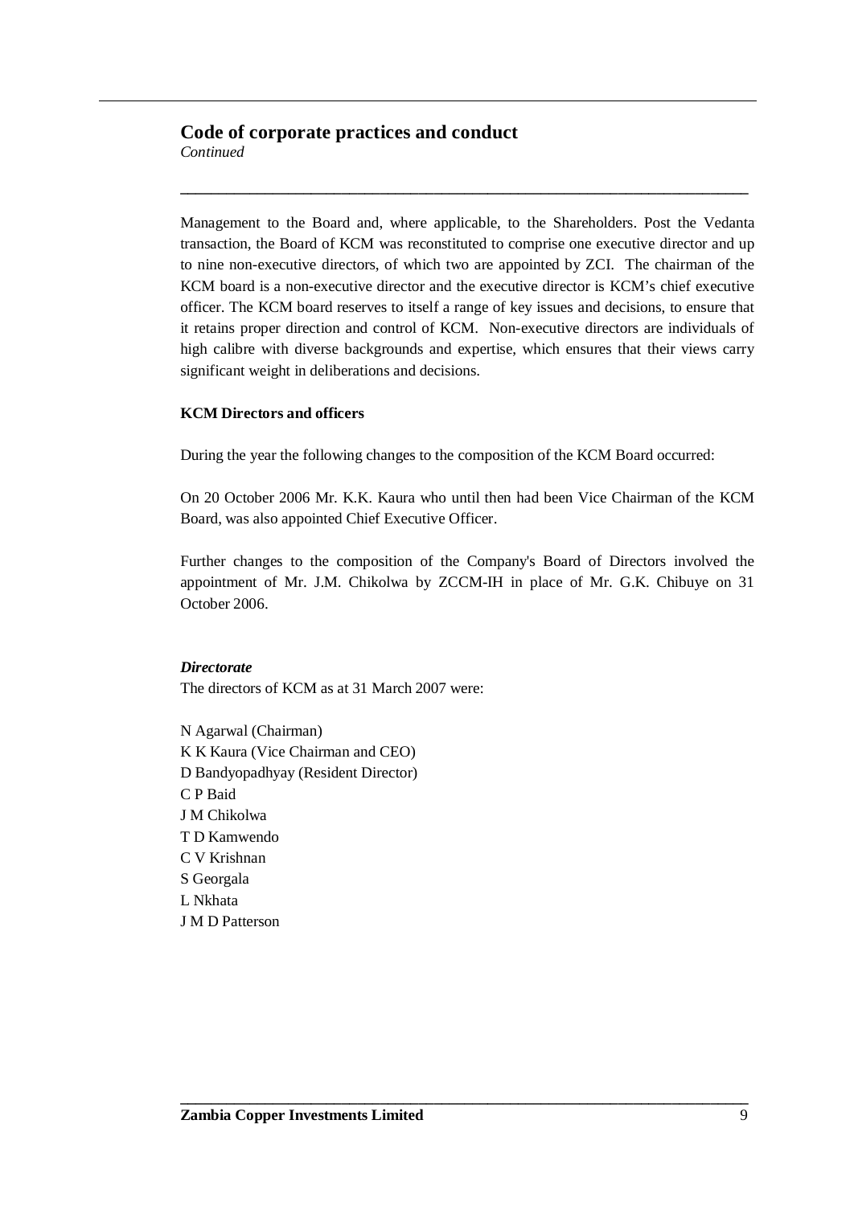## Code of corporate practices and conduct

*Continued*

Management to the Board and, where applicable, to the Shareholders. Post the Vedanta transaction, the Board of KCM was reconstituted to comprise one executive director and up to nine non-executive directors, of which two are appointed by ZCI. The chairman of the KCM board is a non-executive director and the executive director is KCM's chief executive officer. The KCM board reserves to itself a range of key issues and decisions, to ensure that it retains proper direction and control of KCM. Non-executive directors are individuals of high calibre with diverse backgrounds and expertise, which ensures that their views carry significant weight in deliberations and decisions.

**KCM Directors and officers**

During the year the following changes to the composition of the KCM Board occurred:

On 20 October 2006 Mr. K.K. Kaura who until then had been Vice Chairman of the KCM Board, was also appointed Chief Executive Officer.

Further changes to the composition of the Company's Board of Directors involved the appointment of Mr. J.M. Chikolwa by ZCCM-IH in place of Mr. G.K. Chibuye on 31 October 2006.

***Directorate***

The directors of KCM as at 31 March 2007 were:

N Agarwal (Chairman)
K K Kaura (Vice Chairman and CEO)
D Bandyopadhyay (Resident Director)
C P Baid
J M Chikolwa
T D Kamwendo
C V Krishnan
S Georgala
L Nkhata
J M D Patterson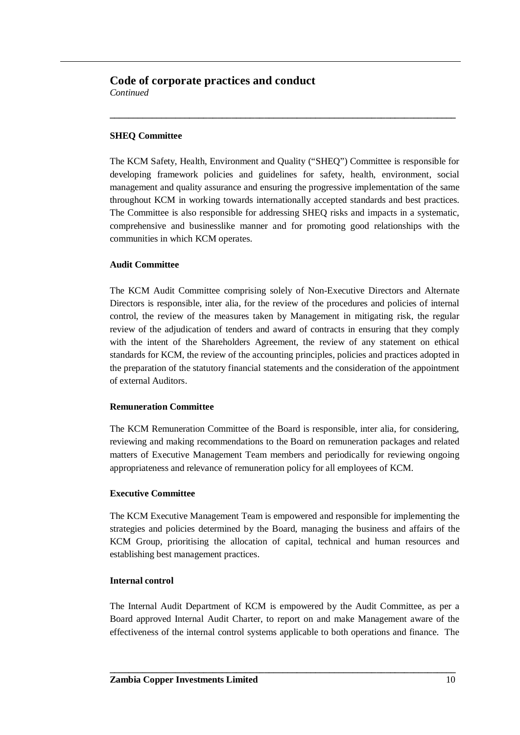## Code of corporate practices and conduct

*Continued*

### SHEQ Committee

The KCM Safety, Health, Environment and Quality ("SHEQ") Committee is responsible for developing framework policies and guidelines for safety, health, environment, social management and quality assurance and ensuring the progressive implementation of the same throughout KCM in working towards internationally accepted standards and best practices. The Committee is also responsible for addressing SHEQ risks and impacts in a systematic, comprehensive and businesslike manner and for promoting good relationships with the communities in which KCM operates.

### Audit Committee

The KCM Audit Committee comprising solely of Non-Executive Directors and Alternate Directors is responsible, inter alia, for the review of the procedures and policies of internal control, the review of the measures taken by Management in mitigating risk, the regular review of the adjudication of tenders and award of contracts in ensuring that they comply with the intent of the Shareholders Agreement, the review of any statement on ethical standards for KCM, the review of the accounting principles, policies and practices adopted in the preparation of the statutory financial statements and the consideration of the appointment of external Auditors.

### Remuneration Committee

The KCM Remuneration Committee of the Board is responsible, inter alia, for considering, reviewing and making recommendations to the Board on remuneration packages and related matters of Executive Management Team members and periodically for reviewing ongoing appropriateness and relevance of remuneration policy for all employees of KCM.

### Executive Committee

The KCM Executive Management Team is empowered and responsible for implementing the strategies and policies determined by the Board, managing the business and affairs of the KCM Group, prioritising the allocation of capital, technical and human resources and establishing best management practices.

### Internal control

The Internal Audit Department of KCM is empowered by the Audit Committee, as per a Board approved Internal Audit Charter, to report on and make Management aware of the effectiveness of the internal control systems applicable to both operations and finance. The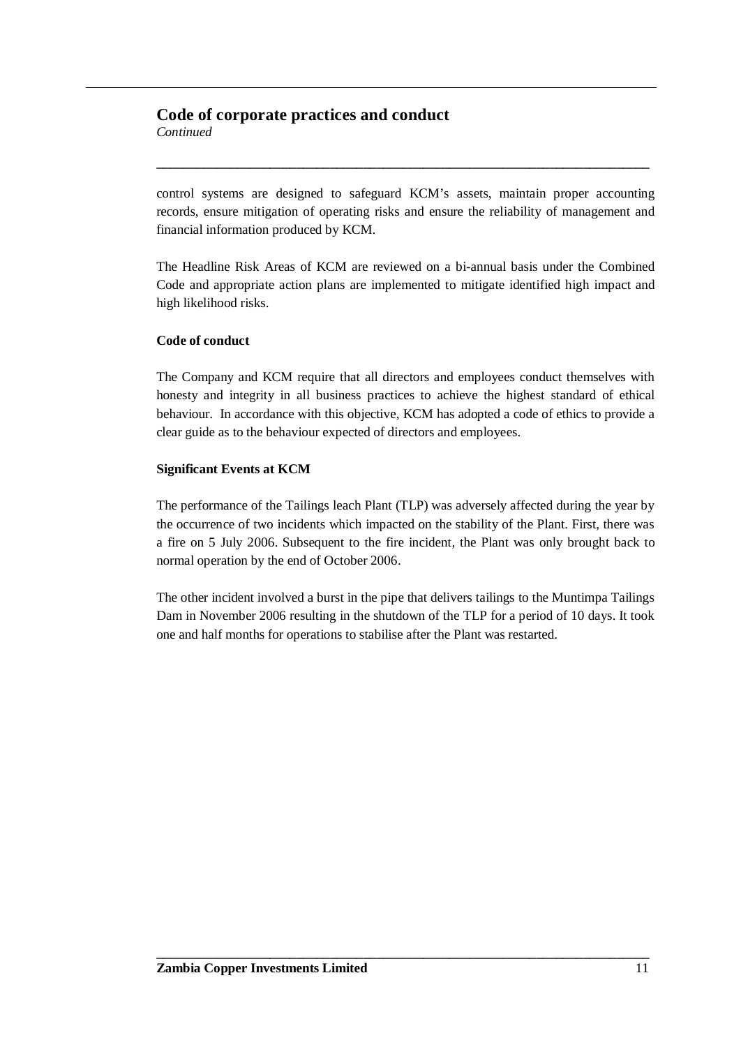## Code of corporate practices and conduct

*Continued*

control systems are designed to safeguard KCM's assets, maintain proper accounting records, ensure mitigation of operating risks and ensure the reliability of management and financial information produced by KCM.

The Headline Risk Areas of KCM are reviewed on a bi-annual basis under the Combined Code and appropriate action plans are implemented to mitigate identified high impact and high likelihood risks.

**Code of conduct**

The Company and KCM require that all directors and employees conduct themselves with honesty and integrity in all business practices to achieve the highest standard of ethical behaviour. In accordance with this objective, KCM has adopted a code of ethics to provide a clear guide as to the behaviour expected of directors and employees.

**Significant Events at KCM**

The performance of the Tailings leach Plant (TLP) was adversely affected during the year by the occurrence of two incidents which impacted on the stability of the Plant. First, there was a fire on 5 July 2006. Subsequent to the fire incident, the Plant was only brought back to normal operation by the end of October 2006.

The other incident involved a burst in the pipe that delivers tailings to the Muntimpa Tailings Dam in November 2006 resulting in the shutdown of the TLP for a period of 10 days. It took one and half months for operations to stabilise after the Plant was restarted.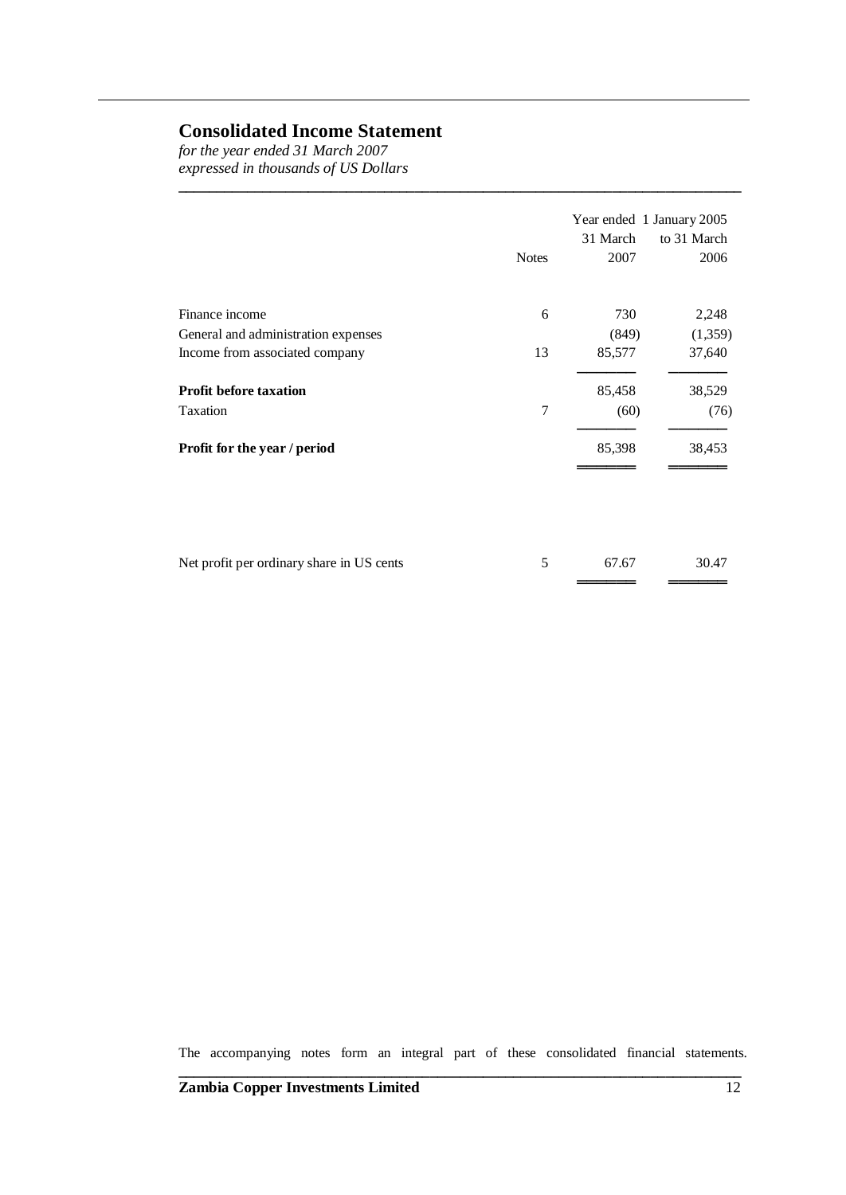# Consolidated Income Statement

*for the year ended 31 March 2007*
*expressed in thousands of US Dollars*

| | Notes | Year ended 31 March 2007 | 1 January 2005 to 31 March 2006 |
|---|---|---|---|
| Finance income | 6 | 730 | 2,248 |
| General and administration expenses | | (849) | (1,359) |
| Income from associated company | 13 | 85,577 | 37,640 |
| **Profit before taxation** | | 85,458 | 38,529 |
| Taxation | 7 | (60) | (76) |
| **Profit for the year / period** | | 85,398 | 38,453 |
| | | | |
| Net profit per ordinary share in US cents | 5 | 67.67 | 30.47 |

The accompanying notes form an integral part of these consolidated financial statements.

**Zambia Copper Investments Limited**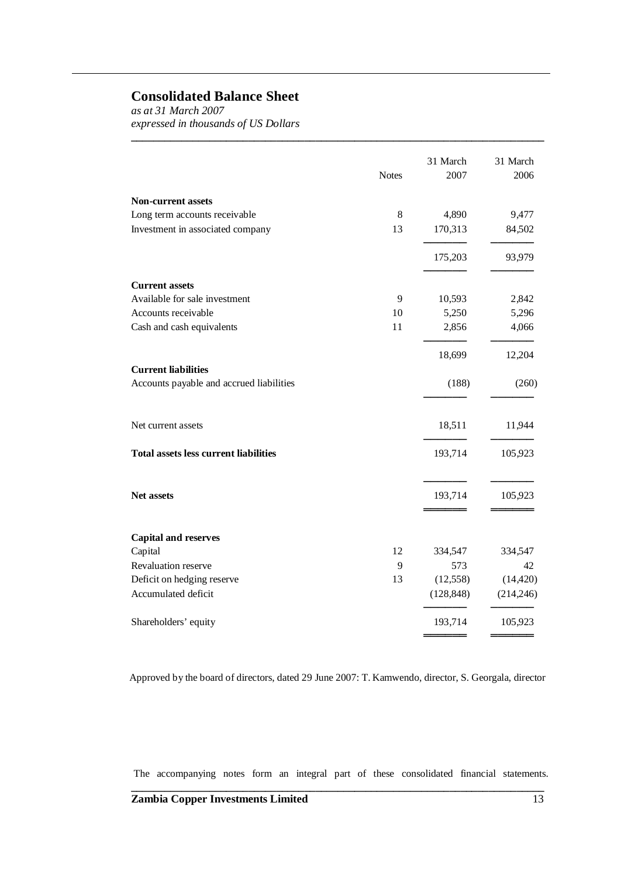## Consolidated Balance Sheet

*as at 31 March 2007*
*expressed in thousands of US Dollars*

| | Notes | 31 March 2007 | 31 March 2006 |
|---|---|---|---|
| **Non-current assets** | | | |
| Long term accounts receivable | 8 | 4,890 | 9,477 |
| Investment in associated company | 13 | 170,313 | 84,502 |
| | | 175,203 | 93,979 |
| **Current assets** | | | |
| Available for sale investment | 9 | 10,593 | 2,842 |
| Accounts receivable | 10 | 5,250 | 5,296 |
| Cash and cash equivalents | 11 | 2,856 | 4,066 |
| | | 18,699 | 12,204 |
| **Current liabilities** | | | |
| Accounts payable and accrued liabilities | | (188) | (260) |
| Net current assets | | 18,511 | 11,944 |
| **Total assets less current liabilities** | | 193,714 | 105,923 |
| **Net assets** | | 193,714 | 105,923 |
| **Capital and reserves** | | | |
| Capital | 12 | 334,547 | 334,547 |
| Revaluation reserve | 9 | 573 | 42 |
| Deficit on hedging reserve | 13 | (12,558) | (14,420) |
| Accumulated deficit | | (128,848) | (214,246) |
| Shareholders' equity | | 193,714 | 105,923 |

Approved by the board of directors, dated 29 June 2007: T. Kamwendo, director, S. Georgala, director

The accompanying notes form an integral part of these consolidated financial statements.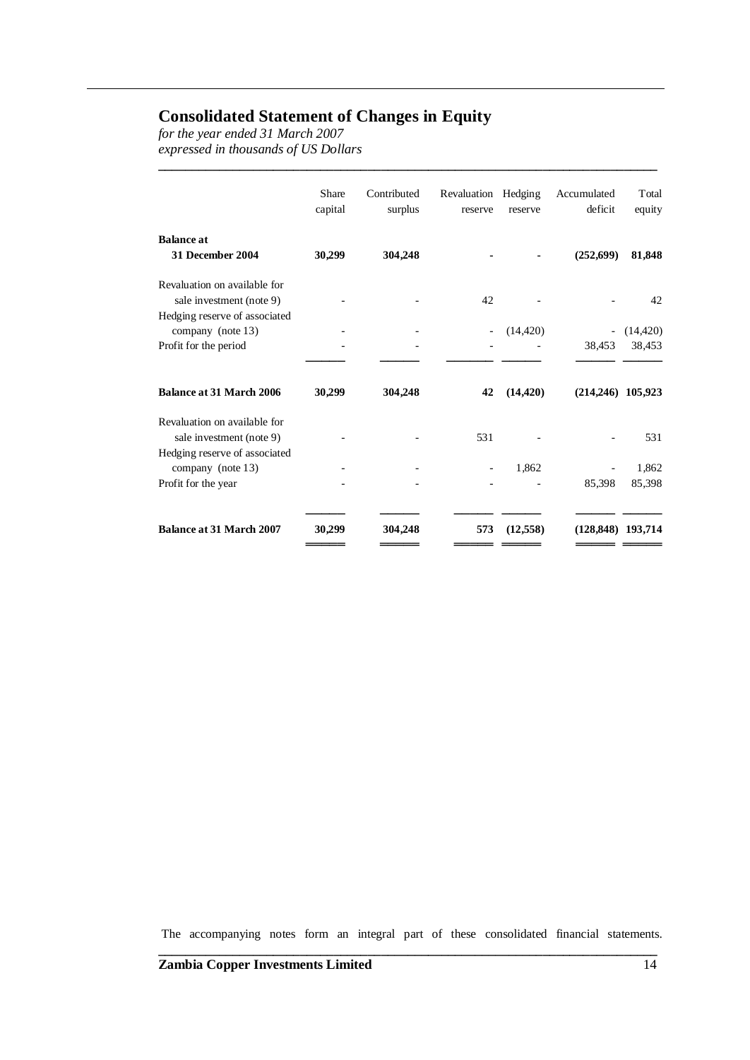# Consolidated Statement of Changes in Equity

*for the year ended 31 March 2007*
*expressed in thousands of US Dollars*

| | Share capital | Contributed surplus | Revaluation reserve | Hedging reserve | Accumulated deficit | Total equity |
|---|---|---|---|---|---|---|
| **Balance at 31 December 2004** | **30,299** | **304,248** | **-** | **-** | **(252,699)** | **81,848** |
| Revaluation on available for sale investment (note 9) | - | - | 42 | - | - | 42 |
| Hedging reserve of associated company (note 13) | - | - | - | (14,420) | - | (14,420) |
| Profit for the period | - | - | - | - | 38,453 | 38,453 |
| **Balance at 31 March 2006** | **30,299** | **304,248** | **42** | **(14,420)** | **(214,246)** | **105,923** |
| Revaluation on available for sale investment (note 9) | - | - | 531 | - | - | 531 |
| Hedging reserve of associated company (note 13) | - | - | - | 1,862 | - | 1,862 |
| Profit for the year | - | - | - | - | 85,398 | 85,398 |
| **Balance at 31 March 2007** | **30,299** | **304,248** | **573** | **(12,558)** | **(128,848)** | **193,714** |

The accompanying notes form an integral part of these consolidated financial statements.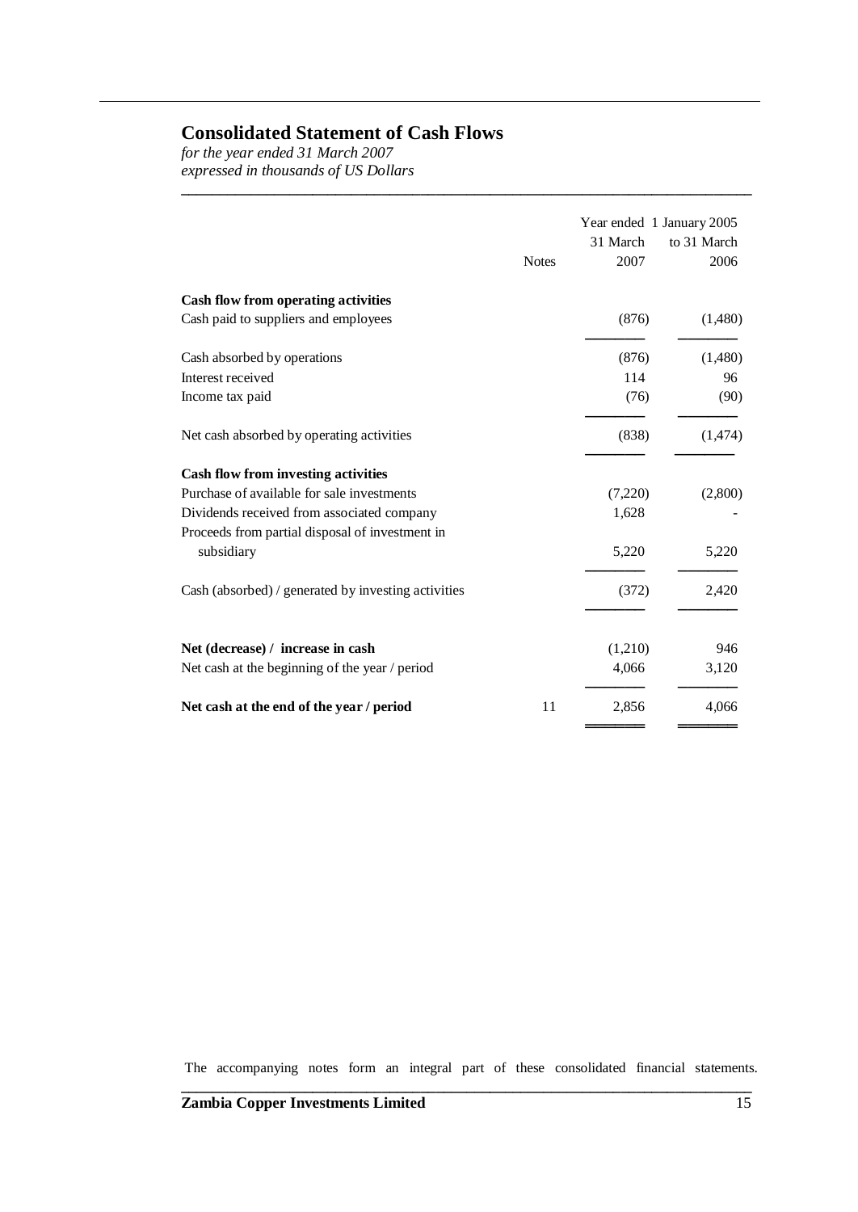# Consolidated Statement of Cash Flows

*for the year ended 31 March 2007*
*expressed in thousands of US Dollars*

| | Notes | Year ended 31 March 2007 | 1 January 2005 to 31 March 2006 |
|---|---|---|---|
| **Cash flow from operating activities** | | | |
| Cash paid to suppliers and employees | | (876) | (1,480) |
| Cash absorbed by operations | | (876) | (1,480) |
| Interest received | | 114 | 96 |
| Income tax paid | | (76) | (90) |
| Net cash absorbed by operating activities | | (838) | (1,474) |
| **Cash flow from investing activities** | | | |
| Purchase of available for sale investments | | (7,220) | (2,800) |
| Dividends received from associated company | | 1,628 | - |
| Proceeds from partial disposal of investment in subsidiary | | 5,220 | 5,220 |
| Cash (absorbed) / generated by investing activities | | (372) | 2,420 |
| **Net (decrease) / increase in cash** | | (1,210) | 946 |
| Net cash at the beginning of the year / period | | 4,066 | 3,120 |
| **Net cash at the end of the year / period** | 11 | 2,856 | 4,066 |

The accompanying notes form an integral part of these consolidated financial statements.

**Zambia Copper Investments Limited**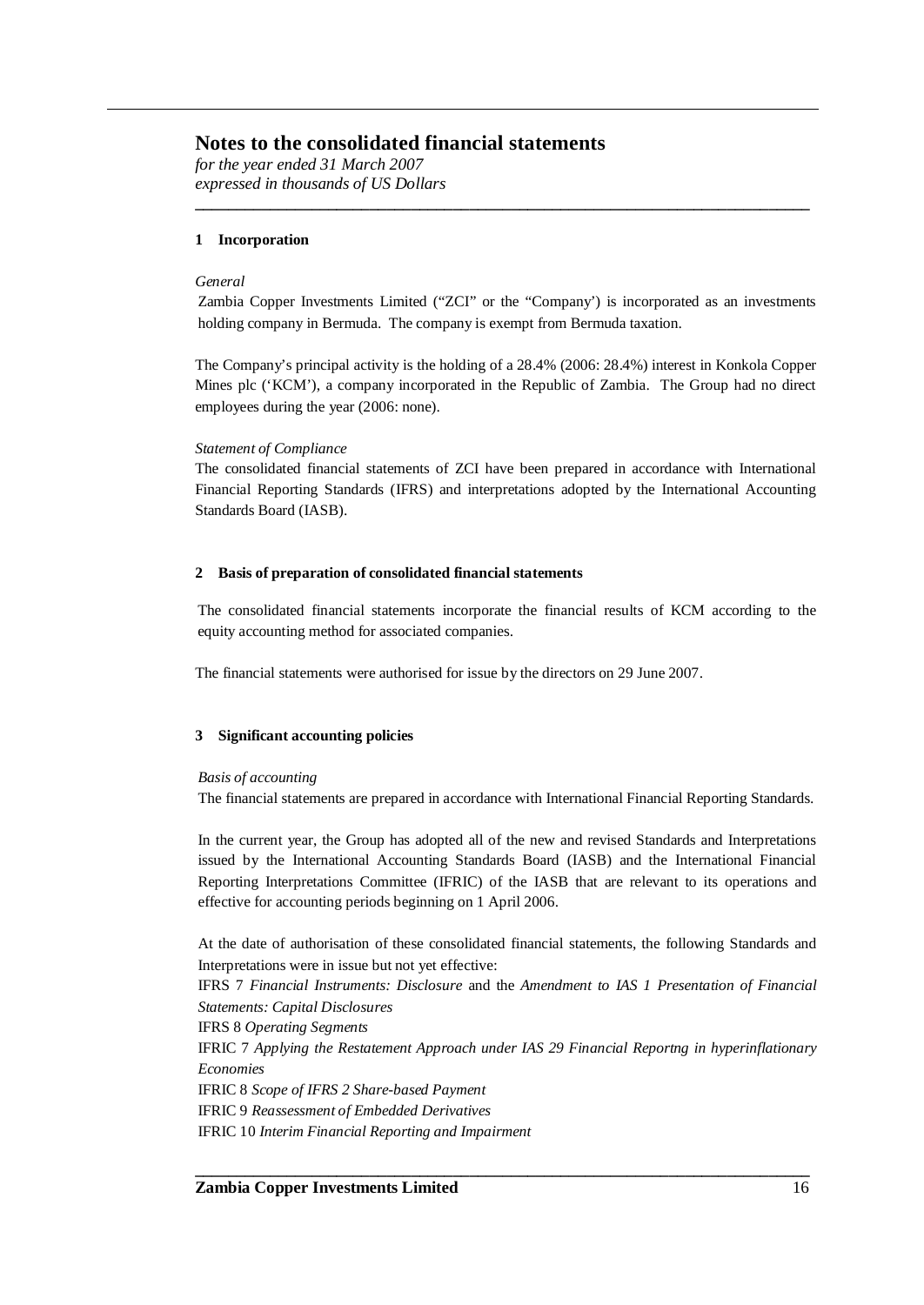# Notes to the consolidated financial statements

*for the year ended 31 March 2007*
*expressed in thousands of US Dollars*

## 1 Incorporation

*General*

Zambia Copper Investments Limited ("ZCI" or the "Company') is incorporated as an investments holding company in Bermuda. The company is exempt from Bermuda taxation.

The Company's principal activity is the holding of a 28.4% (2006: 28.4%) interest in Konkola Copper Mines plc ('KCM'), a company incorporated in the Republic of Zambia. The Group had no direct employees during the year (2006: none).

*Statement of Compliance*

The consolidated financial statements of ZCI have been prepared in accordance with International Financial Reporting Standards (IFRS) and interpretations adopted by the International Accounting Standards Board (IASB).

## 2 Basis of preparation of consolidated financial statements

The consolidated financial statements incorporate the financial results of KCM according to the equity accounting method for associated companies.

The financial statements were authorised for issue by the directors on 29 June 2007.

## 3 Significant accounting policies

*Basis of accounting*

The financial statements are prepared in accordance with International Financial Reporting Standards.

In the current year, the Group has adopted all of the new and revised Standards and Interpretations issued by the International Accounting Standards Board (IASB) and the International Financial Reporting Interpretations Committee (IFRIC) of the IASB that are relevant to its operations and effective for accounting periods beginning on 1 April 2006.

At the date of authorisation of these consolidated financial statements, the following Standards and Interpretations were in issue but not yet effective:

IFRS 7 *Financial Instruments: Disclosure* and the *Amendment to IAS 1 Presentation of Financial Statements: Capital Disclosures*

IFRS 8 *Operating Segments*

IFRIC 7 *Applying the Restatement Approach under IAS 29 Financial Reportng in hyperinflationary Economies*

IFRIC 8 *Scope of IFRS 2 Share-based Payment*

IFRIC 9 *Reassessment of Embedded Derivatives*

IFRIC 10 *Interim Financial Reporting and Impairment*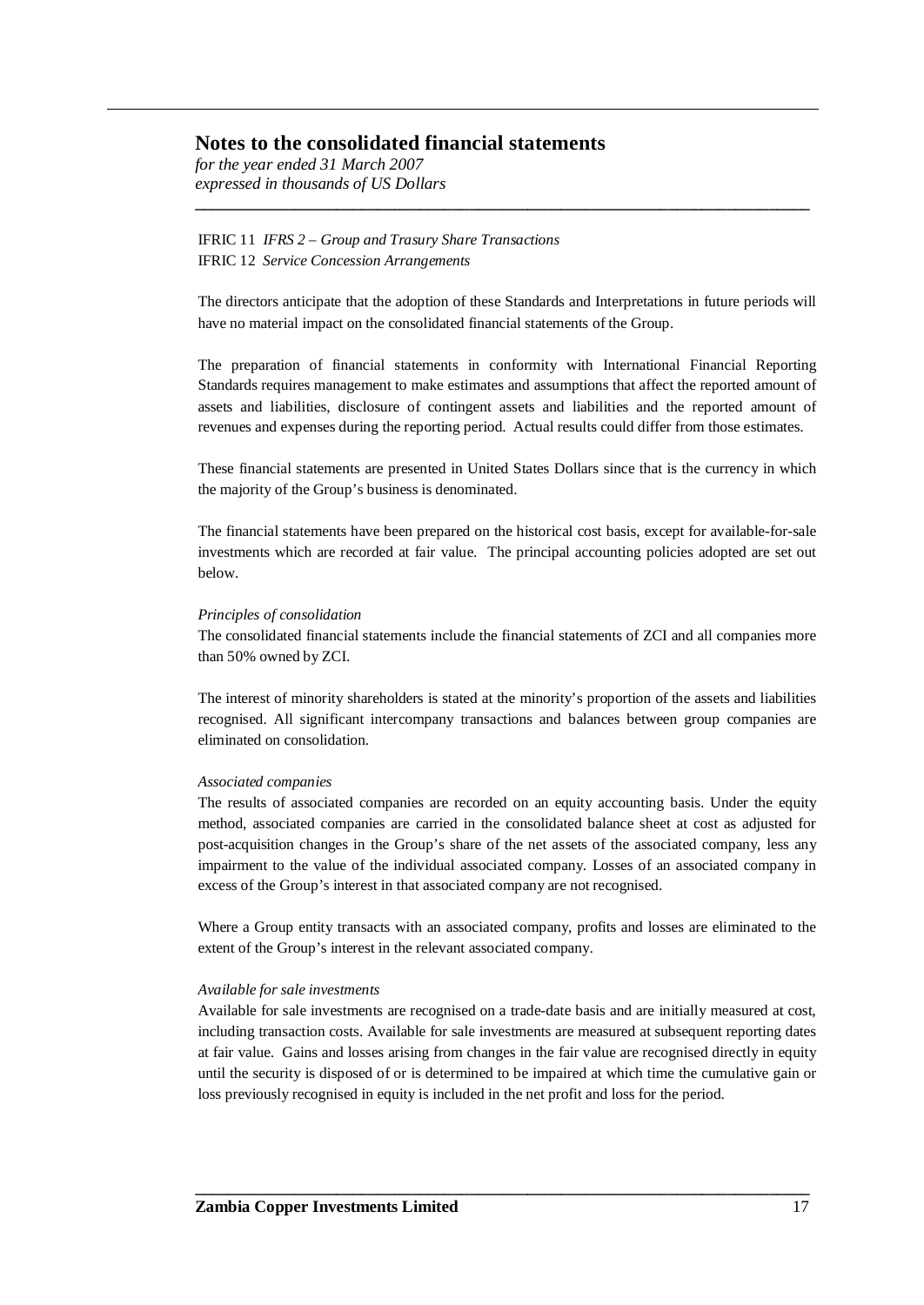IFRIC 11 *IFRS 2 – Group and Trasury Share Transactions*
IFRIC 12 *Service Concession Arrangements*

The directors anticipate that the adoption of these Standards and Interpretations in future periods will have no material impact on the consolidated financial statements of the Group.

The preparation of financial statements in conformity with International Financial Reporting Standards requires management to make estimates and assumptions that affect the reported amount of assets and liabilities, disclosure of contingent assets and liabilities and the reported amount of revenues and expenses during the reporting period. Actual results could differ from those estimates.

These financial statements are presented in United States Dollars since that is the currency in which the majority of the Group's business is denominated.

The financial statements have been prepared on the historical cost basis, except for available-for-sale investments which are recorded at fair value. The principal accounting policies adopted are set out below.

*Principles of consolidation*

The consolidated financial statements include the financial statements of ZCI and all companies more than 50% owned by ZCI.

The interest of minority shareholders is stated at the minority's proportion of the assets and liabilities recognised. All significant intercompany transactions and balances between group companies are eliminated on consolidation.

*Associated companies*

The results of associated companies are recorded on an equity accounting basis. Under the equity method, associated companies are carried in the consolidated balance sheet at cost as adjusted for post-acquisition changes in the Group's share of the net assets of the associated company, less any impairment to the value of the individual associated company. Losses of an associated company in excess of the Group's interest in that associated company are not recognised.

Where a Group entity transacts with an associated company, profits and losses are eliminated to the extent of the Group's interest in the relevant associated company.

*Available for sale investments*

Available for sale investments are recognised on a trade-date basis and are initially measured at cost, including transaction costs. Available for sale investments are measured at subsequent reporting dates at fair value. Gains and losses arising from changes in the fair value are recognised directly in equity until the security is disposed of or is determined to be impaired at which time the cumulative gain or loss previously recognised in equity is included in the net profit and loss for the period.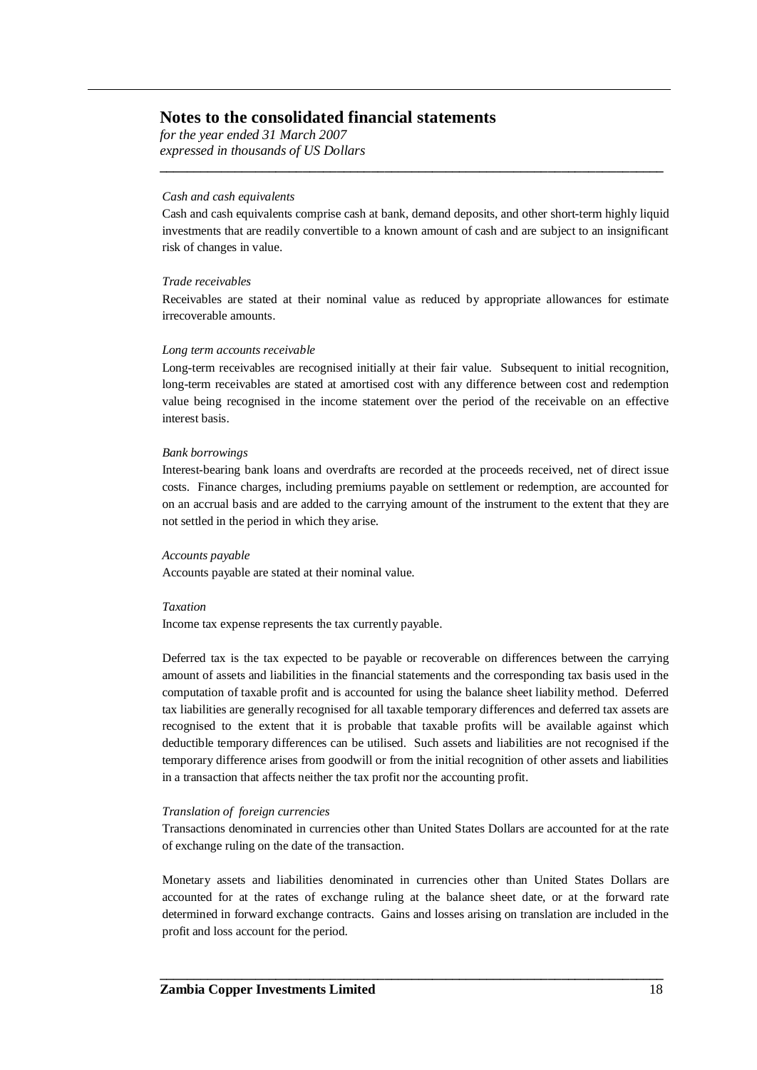# Notes to the consolidated financial statements

*for the year ended 31 March 2007*
*expressed in thousands of US Dollars*

*Cash and cash equivalents*

Cash and cash equivalents comprise cash at bank, demand deposits, and other short-term highly liquid investments that are readily convertible to a known amount of cash and are subject to an insignificant risk of changes in value.

*Trade receivables*

Receivables are stated at their nominal value as reduced by appropriate allowances for estimate irrecoverable amounts.

*Long term accounts receivable*

Long-term receivables are recognised initially at their fair value. Subsequent to initial recognition, long-term receivables are stated at amortised cost with any difference between cost and redemption value being recognised in the income statement over the period of the receivable on an effective interest basis.

*Bank borrowings*

Interest-bearing bank loans and overdrafts are recorded at the proceeds received, net of direct issue costs. Finance charges, including premiums payable on settlement or redemption, are accounted for on an accrual basis and are added to the carrying amount of the instrument to the extent that they are not settled in the period in which they arise.

*Accounts payable*

Accounts payable are stated at their nominal value.

*Taxation*

Income tax expense represents the tax currently payable.

Deferred tax is the tax expected to be payable or recoverable on differences between the carrying amount of assets and liabilities in the financial statements and the corresponding tax basis used in the computation of taxable profit and is accounted for using the balance sheet liability method. Deferred tax liabilities are generally recognised for all taxable temporary differences and deferred tax assets are recognised to the extent that it is probable that taxable profits will be available against which deductible temporary differences can be utilised. Such assets and liabilities are not recognised if the temporary difference arises from goodwill or from the initial recognition of other assets and liabilities in a transaction that affects neither the tax profit nor the accounting profit.

*Translation of foreign currencies*

Transactions denominated in currencies other than United States Dollars are accounted for at the rate of exchange ruling on the date of the transaction.

Monetary assets and liabilities denominated in currencies other than United States Dollars are accounted for at the rates of exchange ruling at the balance sheet date, or at the forward rate determined in forward exchange contracts. Gains and losses arising on translation are included in the profit and loss account for the period.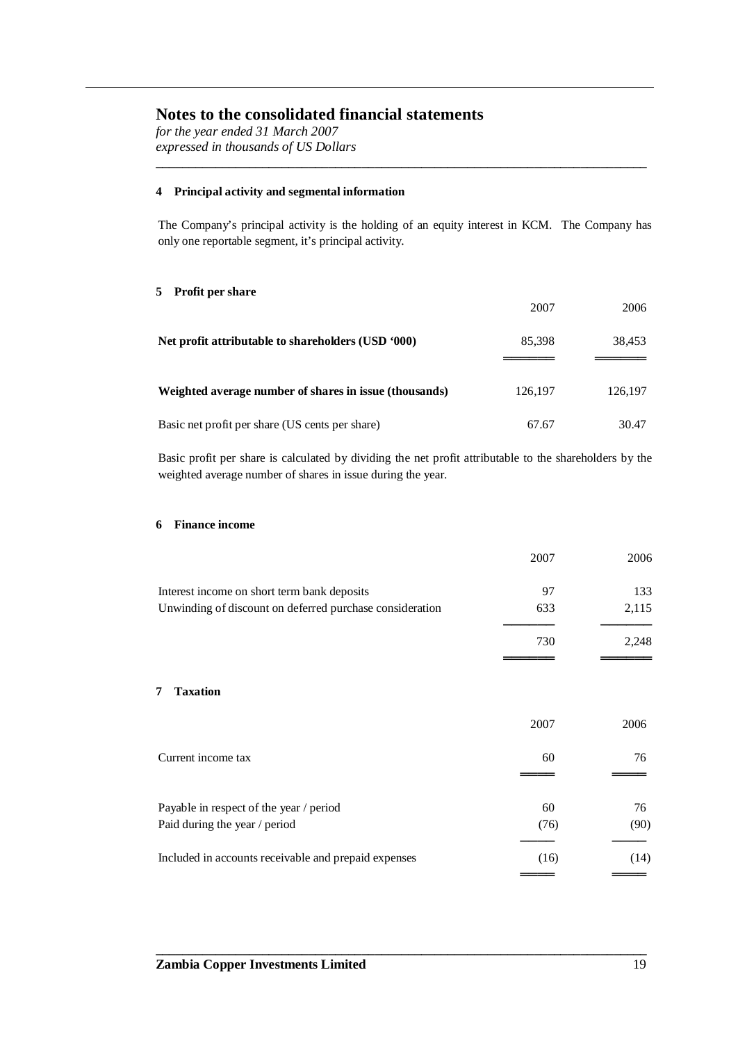# Notes to the consolidated financial statements

*for the year ended 31 March 2007*
*expressed in thousands of US Dollars*

## 4 Principal activity and segmental information

The Company's principal activity is the holding of an equity interest in KCM. The Company has only one reportable segment, it's principal activity.

## 5 Profit per share

| | 2007 | 2006 |
|---|---|---|
| **Net profit attributable to shareholders (USD '000)** | 85,398 | 38,453 |
| **Weighted average number of shares in issue (thousands)** | 126,197 | 126,197 |
| Basic net profit per share (US cents per share) | 67.67 | 30.47 |

Basic profit per share is calculated by dividing the net profit attributable to the shareholders by the weighted average number of shares in issue during the year.

## 6 Finance income

| | 2007 | 2006 |
|---|---|---|
| Interest income on short term bank deposits | 97 | 133 |
| Unwinding of discount on deferred purchase consideration | 633 | 2,115 |
| | 730 | 2,248 |

## 7 Taxation

| | 2007 | 2006 |
|---|---|---|
| Current income tax | 60 | 76 |
| | | |
| Payable in respect of the year / period | 60 | 76 |
| Paid during the year / period | (76) | (90) |
| Included in accounts receivable and prepaid expenses | (16) | (14) |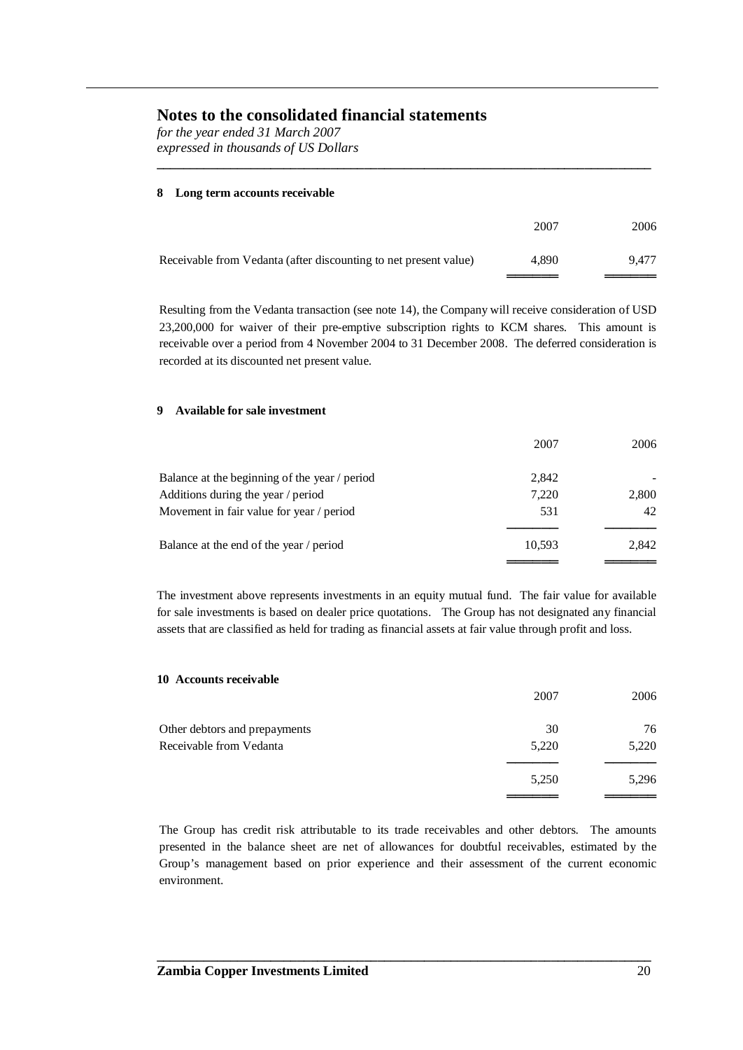# Notes to the consolidated financial statements

*for the year ended 31 March 2007*
*expressed in thousands of US Dollars*

### 8 Long term accounts receivable

| | 2007 | 2006 |
|---|---|---|
| Receivable from Vedanta (after discounting to net present value) | 4,890 | 9,477 |

Resulting from the Vedanta transaction (see note 14), the Company will receive consideration of USD 23,200,000 for waiver of their pre-emptive subscription rights to KCM shares. This amount is receivable over a period from 4 November 2004 to 31 December 2008. The deferred consideration is recorded at its discounted net present value.

### 9 Available for sale investment

| | 2007 | 2006 |
|---|---|---|
| Balance at the beginning of the year / period | 2,842 | - |
| Additions during the year / period | 7,220 | 2,800 |
| Movement in fair value for year / period | 531 | 42 |
| Balance at the end of the year / period | 10,593 | 2,842 |

The investment above represents investments in an equity mutual fund. The fair value for available for sale investments is based on dealer price quotations. The Group has not designated any financial assets that are classified as held for trading as financial assets at fair value through profit and loss.

### 10 Accounts receivable

| | 2007 | 2006 |
|---|---|---|
| Other debtors and prepayments | 30 | 76 |
| Receivable from Vedanta | 5,220 | 5,220 |
| | 5,250 | 5,296 |

The Group has credit risk attributable to its trade receivables and other debtors. The amounts presented in the balance sheet are net of allowances for doubtful receivables, estimated by the Group's management based on prior experience and their assessment of the current economic environment.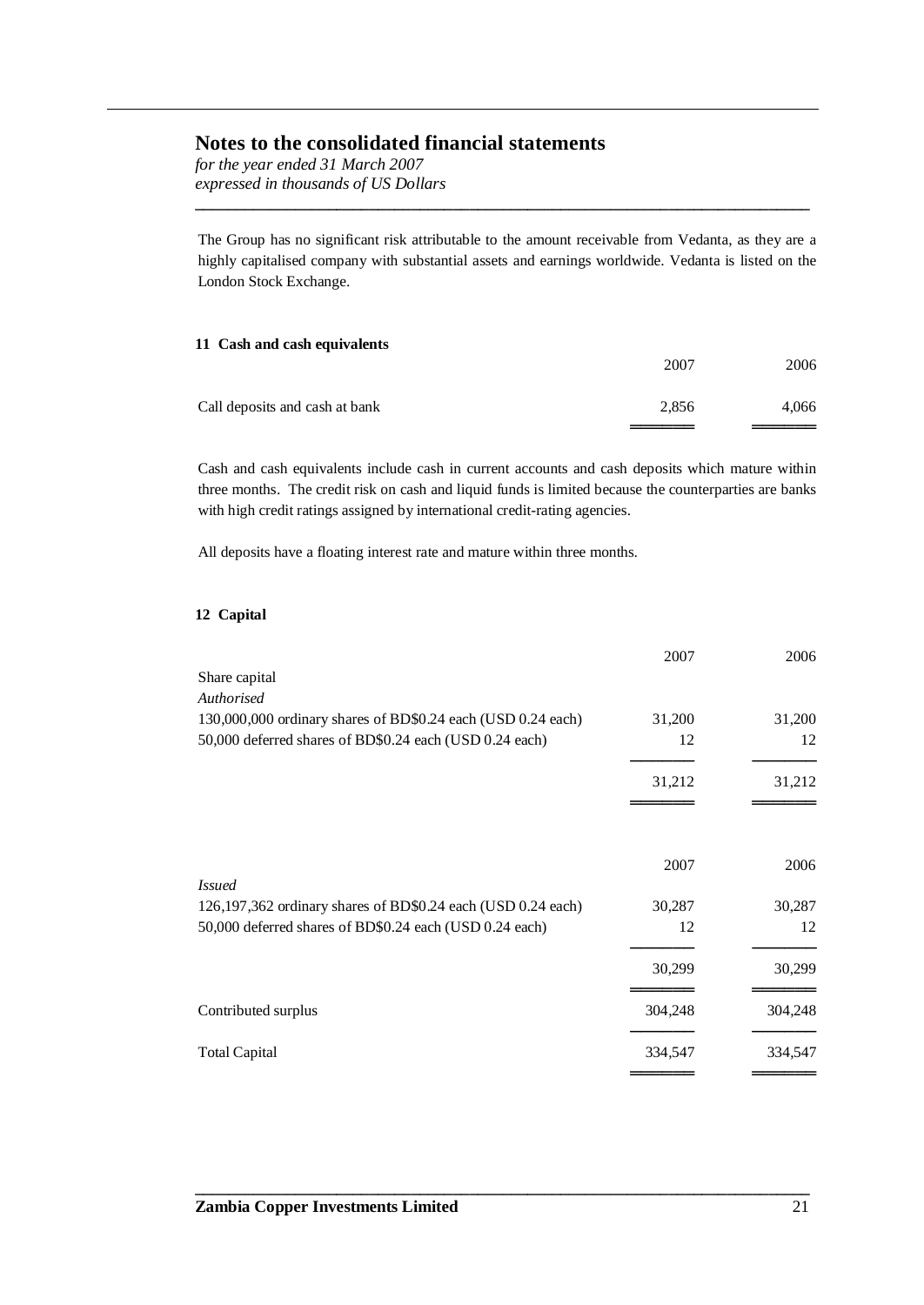The Group has no significant risk attributable to the amount receivable from Vedanta, as they are a highly capitalised company with substantial assets and earnings worldwide. Vedanta is listed on the London Stock Exchange.

### 11 Cash and cash equivalents

| | 2007 | 2006 |
|---|---|---|
| Call deposits and cash at bank | 2,856 | 4,066 |

Cash and cash equivalents include cash in current accounts and cash deposits which mature within three months. The credit risk on cash and liquid funds is limited because the counterparties are banks with high credit ratings assigned by international credit-rating agencies.

All deposits have a floating interest rate and mature within three months.

### 12 Capital

| | 2007 | 2006 |
|---|---|---|
| Share capital | | |
| *Authorised* | | |
| 130,000,000 ordinary shares of BD$0.24 each (USD 0.24 each) | 31,200 | 31,200 |
| 50,000 deferred shares of BD$0.24 each (USD 0.24 each) | 12 | 12 |
| | 31,212 | 31,212 |

| | 2007 | 2006 |
|---|---|---|
| *Issued* | | |
| 126,197,362 ordinary shares of BD$0.24 each (USD 0.24 each) | 30,287 | 30,287 |
| 50,000 deferred shares of BD$0.24 each (USD 0.24 each) | 12 | 12 |
| | 30,299 | 30,299 |
| Contributed surplus | 304,248 | 304,248 |
| Total Capital | 334,547 | 334,547 |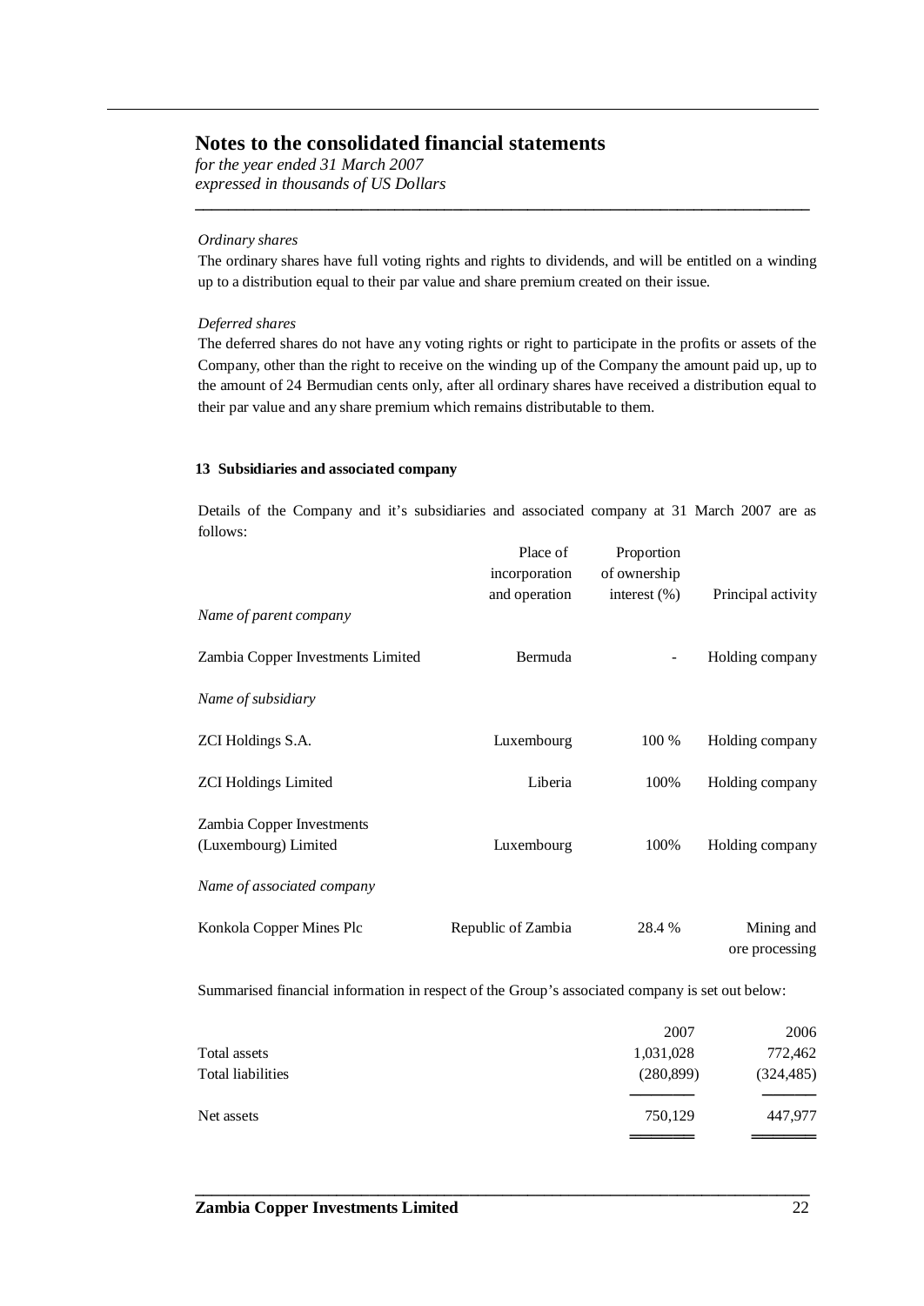# Notes to the consolidated financial statements

*for the year ended 31 March 2007*
*expressed in thousands of US Dollars*

*Ordinary shares*

The ordinary shares have full voting rights and rights to dividends, and will be entitled on a winding up to a distribution equal to their par value and share premium created on their issue.

*Deferred shares*

The deferred shares do not have any voting rights or right to participate in the profits or assets of the Company, other than the right to receive on the winding up of the Company the amount paid up, up to the amount of 24 Bermudian cents only, after all ordinary shares have received a distribution equal to their par value and any share premium which remains distributable to them.

**13 Subsidiaries and associated company**

Details of the Company and it's subsidiaries and associated company at 31 March 2007 are as follows:

| | Place of incorporation and operation | Proportion of ownership interest (%) | Principal activity |
|---|---|---|---|
| *Name of parent company* | | | |
| Zambia Copper Investments Limited | Bermuda | - | Holding company |
| *Name of subsidiary* | | | |
| ZCI Holdings S.A. | Luxembourg | 100 % | Holding company |
| ZCI Holdings Limited | Liberia | 100% | Holding company |
| Zambia Copper Investments (Luxembourg) Limited | Luxembourg | 100% | Holding company |
| *Name of associated company* | | | |
| Konkola Copper Mines Plc | Republic of Zambia | 28.4 % | Mining and ore processing |

Summarised financial information in respect of the Group's associated company is set out below:

| | 2007 | 2006 |
|---|---|---|
| Total assets | 1,031,028 | 772,462 |
| Total liabilities | (280,899) | (324,485) |
| Net assets | 750,129 | 447,977 |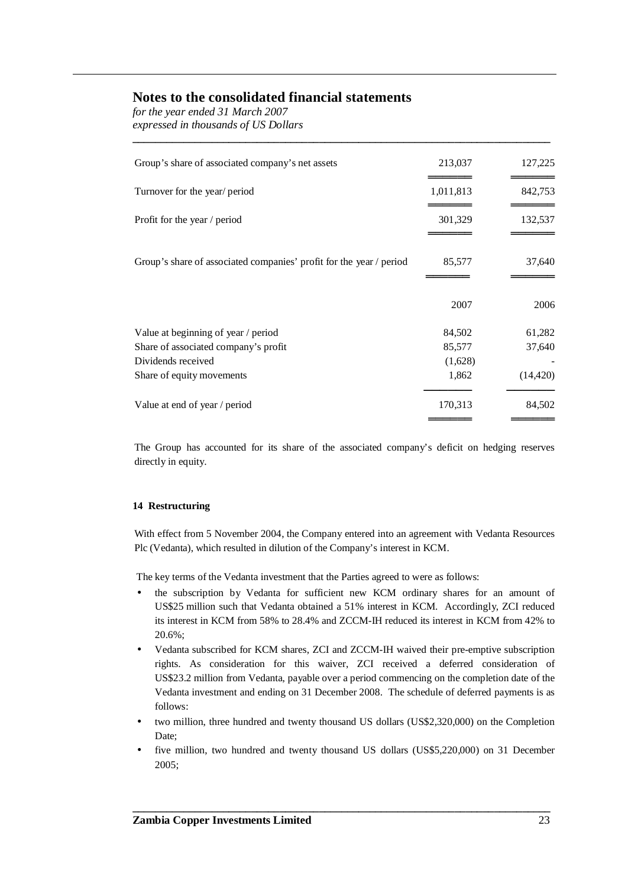# Notes to the consolidated financial statements

*for the year ended 31 March 2007*
*expressed in thousands of US Dollars*

| | | |
|---|---|---|
| Group's share of associated company's net assets | 213,037 | 127,225 |
| Turnover for the year/ period | 1,011,813 | 842,753 |
| Profit for the year / period | 301,329 | 132,537 |
| Group's share of associated companies' profit for the year / period | 85,577 | 37,640 |

| | 2007 | 2006 |
|---|---|---|
| Value at beginning of year / period | 84,502 | 61,282 |
| Share of associated company's profit | 85,577 | 37,640 |
| Dividends received | (1,628) | - |
| Share of equity movements | 1,862 | (14,420) |
| Value at end of year / period | 170,313 | 84,502 |

The Group has accounted for its share of the associated company's deficit on hedging reserves directly in equity.

**14 Restructuring**

With effect from 5 November 2004, the Company entered into an agreement with Vedanta Resources Plc (Vedanta), which resulted in dilution of the Company's interest in KCM.

The key terms of the Vedanta investment that the Parties agreed to were as follows:

- the subscription by Vedanta for sufficient new KCM ordinary shares for an amount of US$25 million such that Vedanta obtained a 51% interest in KCM. Accordingly, ZCI reduced its interest in KCM from 58% to 28.4% and ZCCM-IH reduced its interest in KCM from 42% to 20.6%;
- Vedanta subscribed for KCM shares, ZCI and ZCCM-IH waived their pre-emptive subscription rights. As consideration for this waiver, ZCI received a deferred consideration of US$23.2 million from Vedanta, payable over a period commencing on the completion date of the Vedanta investment and ending on 31 December 2008. The schedule of deferred payments is as follows:
- two million, three hundred and twenty thousand US dollars (US$2,320,000) on the Completion Date;
- five million, two hundred and twenty thousand US dollars (US$5,220,000) on 31 December 2005;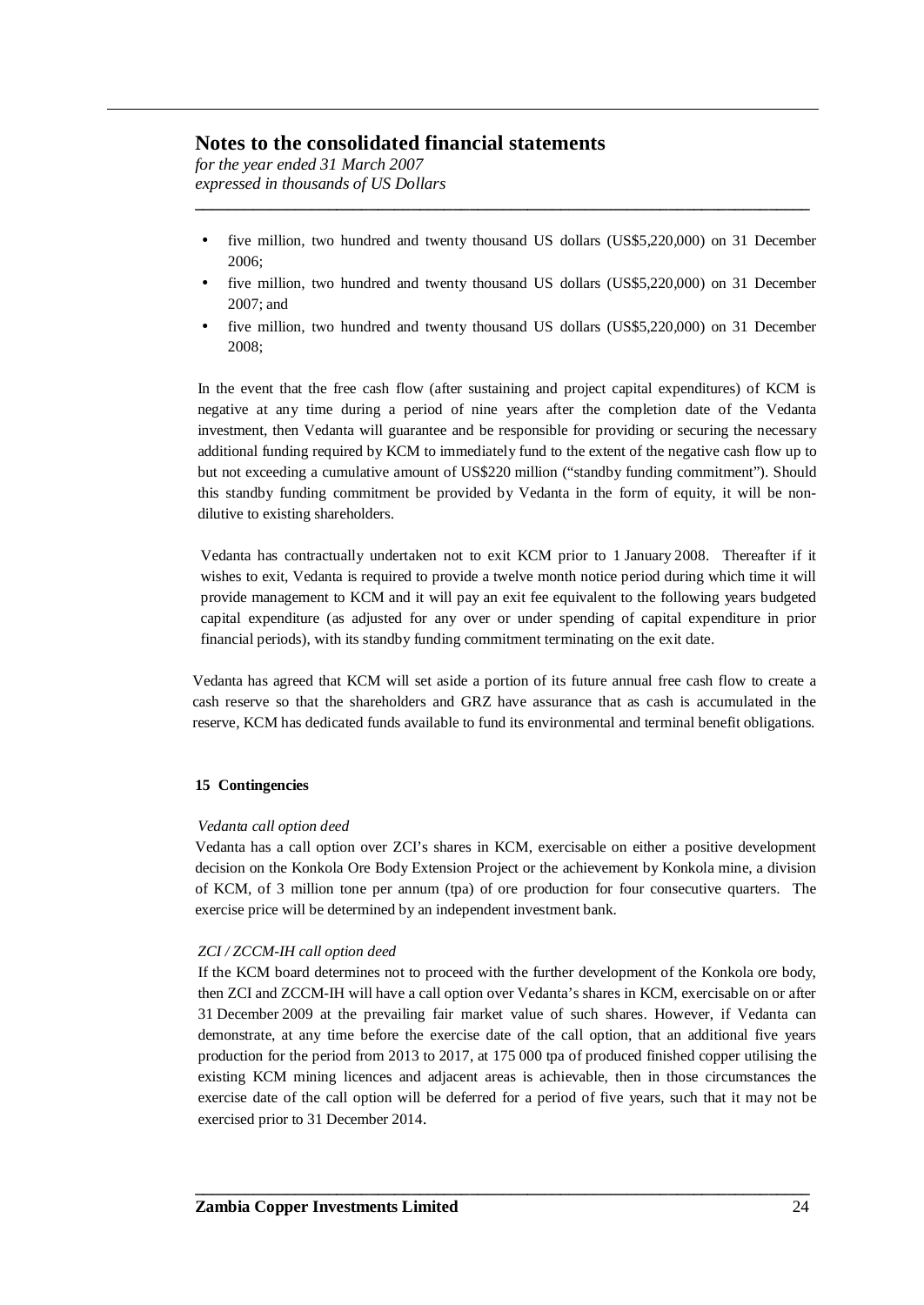- five million, two hundred and twenty thousand US dollars (US$5,220,000) on 31 December 2006;
- five million, two hundred and twenty thousand US dollars (US$5,220,000) on 31 December 2007; and
- five million, two hundred and twenty thousand US dollars (US$5,220,000) on 31 December 2008;

In the event that the free cash flow (after sustaining and project capital expenditures) of KCM is negative at any time during a period of nine years after the completion date of the Vedanta investment, then Vedanta will guarantee and be responsible for providing or securing the necessary additional funding required by KCM to immediately fund to the extent of the negative cash flow up to but not exceeding a cumulative amount of US$220 million ("standby funding commitment"). Should this standby funding commitment be provided by Vedanta in the form of equity, it will be non-dilutive to existing shareholders.

Vedanta has contractually undertaken not to exit KCM prior to 1 January 2008. Thereafter if it wishes to exit, Vedanta is required to provide a twelve month notice period during which time it will provide management to KCM and it will pay an exit fee equivalent to the following years budgeted capital expenditure (as adjusted for any over or under spending of capital expenditure in prior financial periods), with its standby funding commitment terminating on the exit date.

Vedanta has agreed that KCM will set aside a portion of its future annual free cash flow to create a cash reserve so that the shareholders and GRZ have assurance that as cash is accumulated in the reserve, KCM has dedicated funds available to fund its environmental and terminal benefit obligations.

**15 Contingencies**

*Vedanta call option deed*

Vedanta has a call option over ZCI's shares in KCM, exercisable on either a positive development decision on the Konkola Ore Body Extension Project or the achievement by Konkola mine, a division of KCM, of 3 million tone per annum (tpa) of ore production for four consecutive quarters. The exercise price will be determined by an independent investment bank.

*ZCI / ZCCM-IH call option deed*

If the KCM board determines not to proceed with the further development of the Konkola ore body, then ZCI and ZCCM-IH will have a call option over Vedanta's shares in KCM, exercisable on or after 31 December 2009 at the prevailing fair market value of such shares. However, if Vedanta can demonstrate, at any time before the exercise date of the call option, that an additional five years production for the period from 2013 to 2017, at 175 000 tpa of produced finished copper utilising the existing KCM mining licences and adjacent areas is achievable, then in those circumstances the exercise date of the call option will be deferred for a period of five years, such that it may not be exercised prior to 31 December 2014.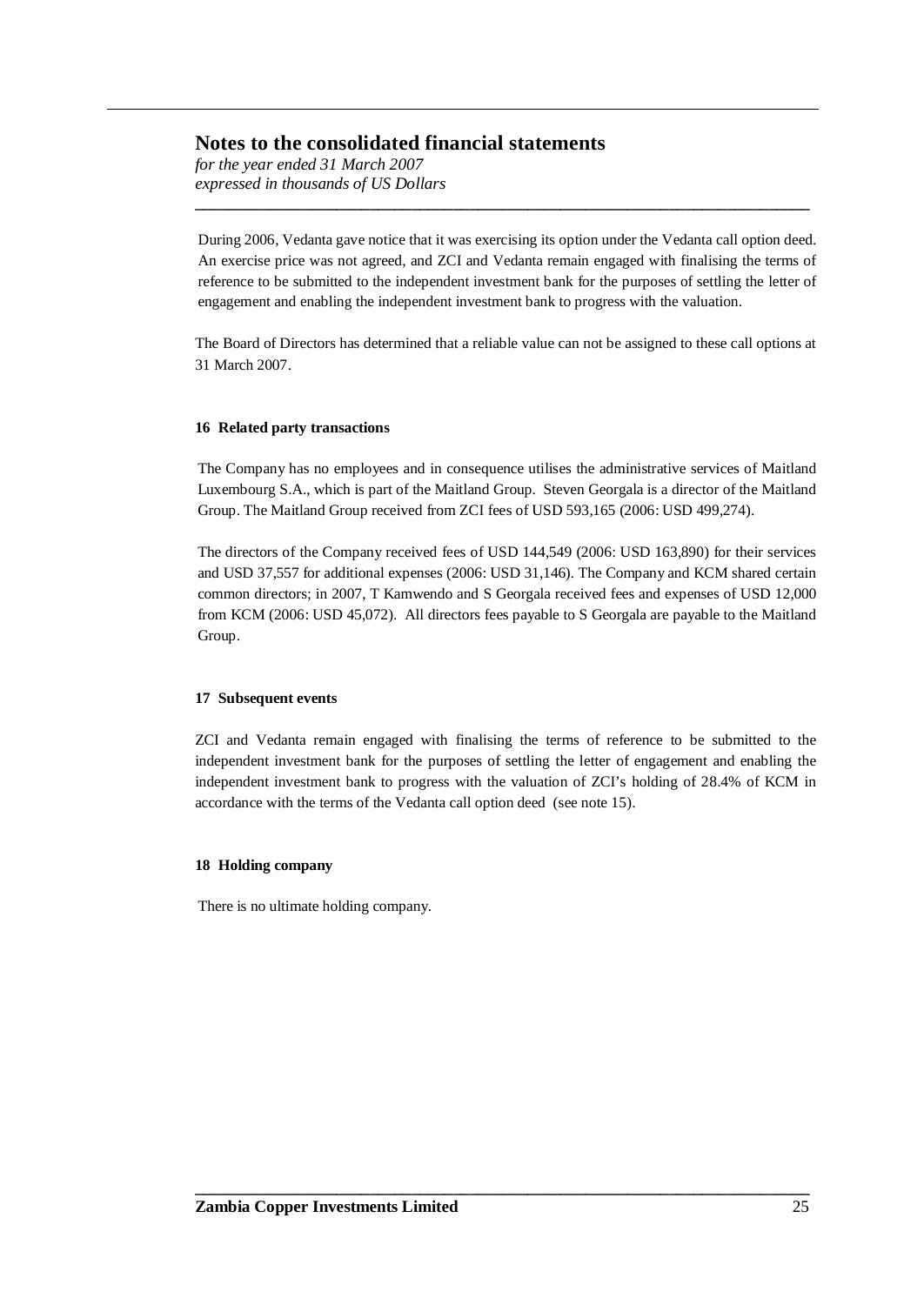During 2006, Vedanta gave notice that it was exercising its option under the Vedanta call option deed. An exercise price was not agreed, and ZCI and Vedanta remain engaged with finalising the terms of reference to be submitted to the independent investment bank for the purposes of settling the letter of engagement and enabling the independent investment bank to progress with the valuation.

The Board of Directors has determined that a reliable value can not be assigned to these call options at 31 March 2007.

### 16 Related party transactions

The Company has no employees and in consequence utilises the administrative services of Maitland Luxembourg S.A., which is part of the Maitland Group. Steven Georgala is a director of the Maitland Group. The Maitland Group received from ZCI fees of USD 593,165 (2006: USD 499,274).

The directors of the Company received fees of USD 144,549 (2006: USD 163,890) for their services and USD 37,557 for additional expenses (2006: USD 31,146). The Company and KCM shared certain common directors; in 2007, T Kamwendo and S Georgala received fees and expenses of USD 12,000 from KCM (2006: USD 45,072). All directors fees payable to S Georgala are payable to the Maitland Group.

### 17 Subsequent events

ZCI and Vedanta remain engaged with finalising the terms of reference to be submitted to the independent investment bank for the purposes of settling the letter of engagement and enabling the independent investment bank to progress with the valuation of ZCI's holding of 28.4% of KCM in accordance with the terms of the Vedanta call option deed (see note 15).

### 18 Holding company

There is no ultimate holding company.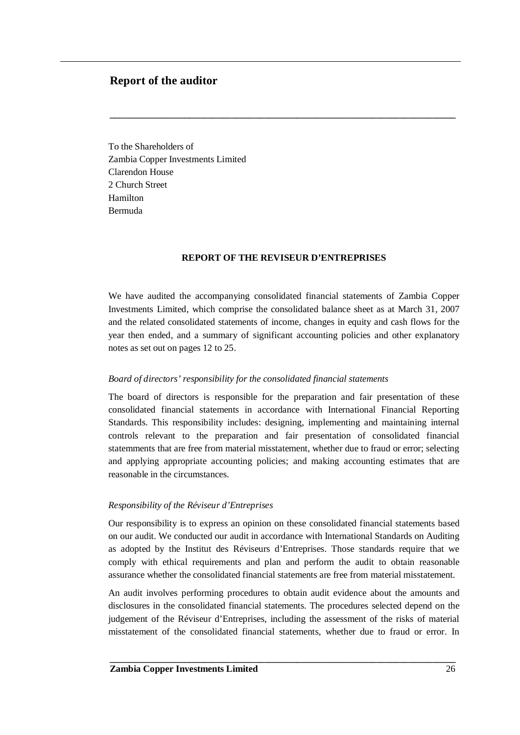## Report of the auditor

To the Shareholders of
Zambia Copper Investments Limited
Clarendon House
2 Church Street
Hamilton
Bermuda

**REPORT OF THE REVISEUR D'ENTREPRISES**

We have audited the accompanying consolidated financial statements of Zambia Copper Investments Limited, which comprise the consolidated balance sheet as at March 31, 2007 and the related consolidated statements of income, changes in equity and cash flows for the year then ended, and a summary of significant accounting policies and other explanatory notes as set out on pages 12 to 25.

*Board of directors' responsibility for the consolidated financial statements*

The board of directors is responsible for the preparation and fair presentation of these consolidated financial statements in accordance with International Financial Reporting Standards. This responsibility includes: designing, implementing and maintaining internal controls relevant to the preparation and fair presentation of consolidated financial statemments that are free from material misstatement, whether due to fraud or error; selecting and applying appropriate accounting policies; and making accounting estimates that are reasonable in the circumstances.

*Responsibility of the Réviseur d'Entreprises*

Our responsibility is to express an opinion on these consolidated financial statements based on our audit. We conducted our audit in accordance with International Standards on Auditing as adopted by the Institut des Réviseurs d'Entreprises. Those standards require that we comply with ethical requirements and plan and perform the audit to obtain reasonable assurance whether the consolidated financial statements are free from material misstatement.

An audit involves performing procedures to obtain audit evidence about the amounts and disclosures in the consolidated financial statements. The procedures selected depend on the judgement of the Réviseur d'Entreprises, including the assessment of the risks of material misstatement of the consolidated financial statements, whether due to fraud or error. In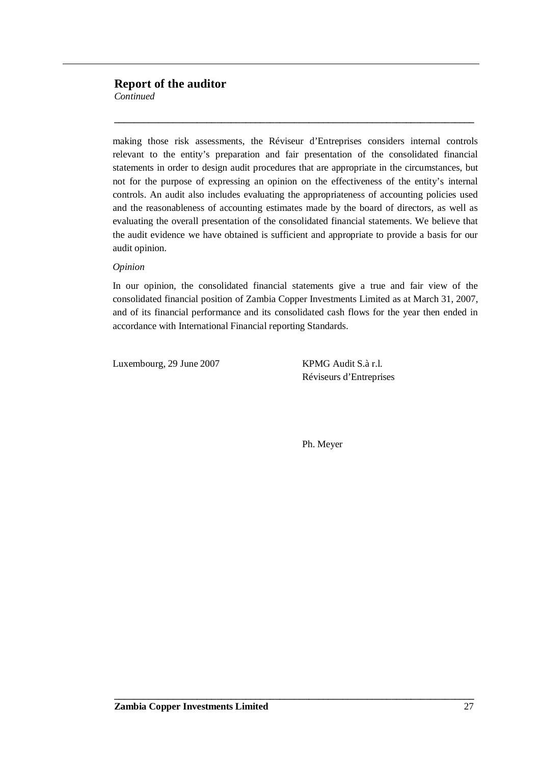## Report of the auditor
*Continued*

making those risk assessments, the Réviseur d'Entreprises considers internal controls relevant to the entity's preparation and fair presentation of the consolidated financial statements in order to design audit procedures that are appropriate in the circumstances, but not for the purpose of expressing an opinion on the effectiveness of the entity's internal controls. An audit also includes evaluating the appropriateness of accounting policies used and the reasonableness of accounting estimates made by the board of directors, as well as evaluating the overall presentation of the consolidated financial statements. We believe that the audit evidence we have obtained is sufficient and appropriate to provide a basis for our audit opinion.

*Opinion*

In our opinion, the consolidated financial statements give a true and fair view of the consolidated financial position of Zambia Copper Investments Limited as at March 31, 2007, and of its financial performance and its consolidated cash flows for the year then ended in accordance with International Financial reporting Standards.

Luxembourg, 29 June 2007

KPMG Audit S.à r.l.
Réviseurs d'Entreprises

Ph. Meyer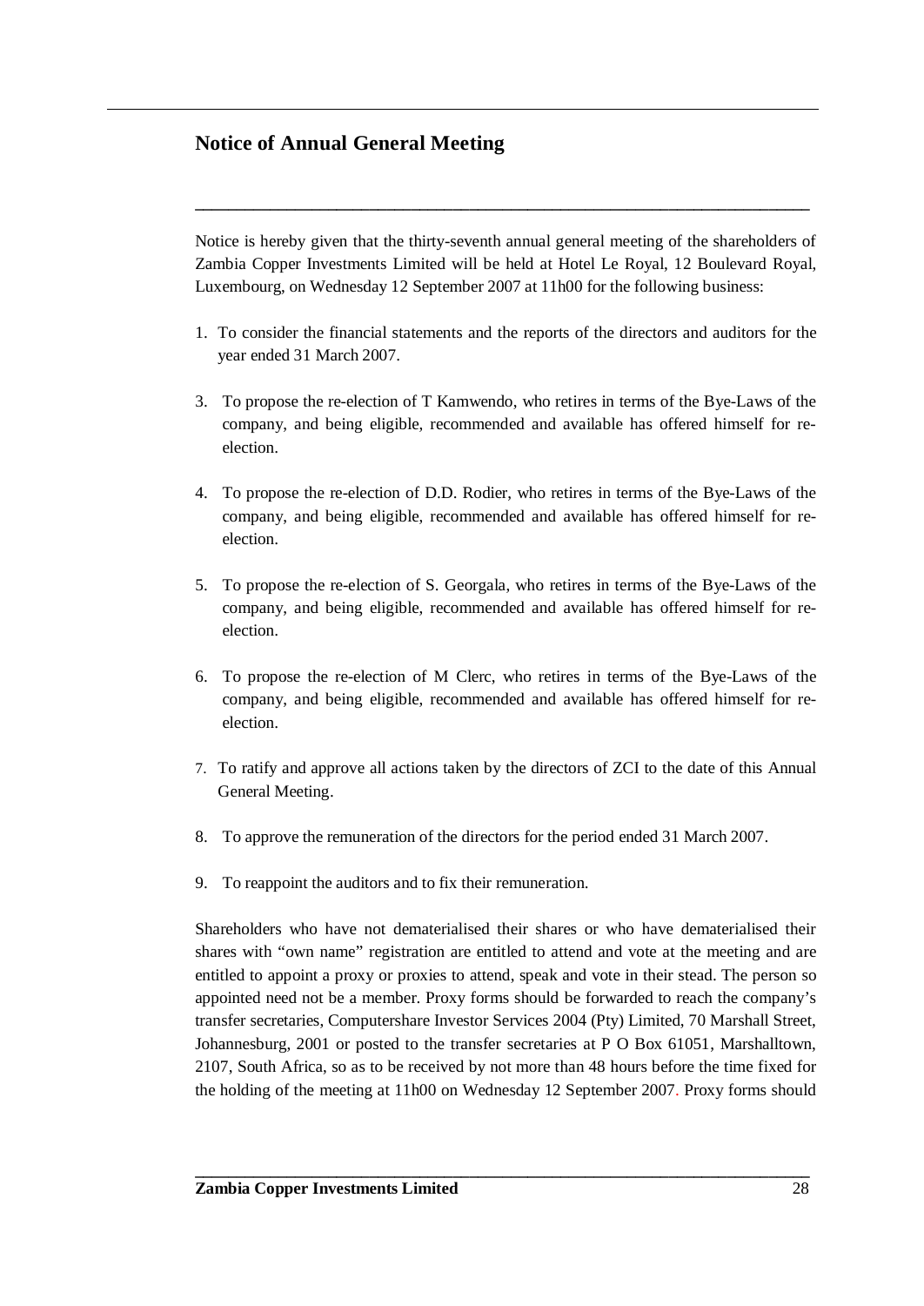## Notice of Annual General Meeting

Notice is hereby given that the thirty-seventh annual general meeting of the shareholders of Zambia Copper Investments Limited will be held at Hotel Le Royal, 12 Boulevard Royal, Luxembourg, on Wednesday 12 September 2007 at 11h00 for the following business:

1. To consider the financial statements and the reports of the directors and auditors for the year ended 31 March 2007.

3. To propose the re-election of T Kamwendo, who retires in terms of the Bye-Laws of the company, and being eligible, recommended and available has offered himself for re-election.

4. To propose the re-election of D.D. Rodier, who retires in terms of the Bye-Laws of the company, and being eligible, recommended and available has offered himself for re-election.

5. To propose the re-election of S. Georgala, who retires in terms of the Bye-Laws of the company, and being eligible, recommended and available has offered himself for re-election.

6. To propose the re-election of M Clerc, who retires in terms of the Bye-Laws of the company, and being eligible, recommended and available has offered himself for re-election.

7. To ratify and approve all actions taken by the directors of ZCI to the date of this Annual General Meeting.

8. To approve the remuneration of the directors for the period ended 31 March 2007.

9. To reappoint the auditors and to fix their remuneration.

Shareholders who have not dematerialised their shares or who have dematerialised their shares with "own name" registration are entitled to attend and vote at the meeting and are entitled to appoint a proxy or proxies to attend, speak and vote in their stead. The person so appointed need not be a member. Proxy forms should be forwarded to reach the company's transfer secretaries, Computershare Investor Services 2004 (Pty) Limited, 70 Marshall Street, Johannesburg, 2001 or posted to the transfer secretaries at P O Box 61051, Marshalltown, 2107, South Africa, so as to be received by not more than 48 hours before the time fixed for the holding of the meeting at 11h00 on Wednesday 12 September 2007. Proxy forms should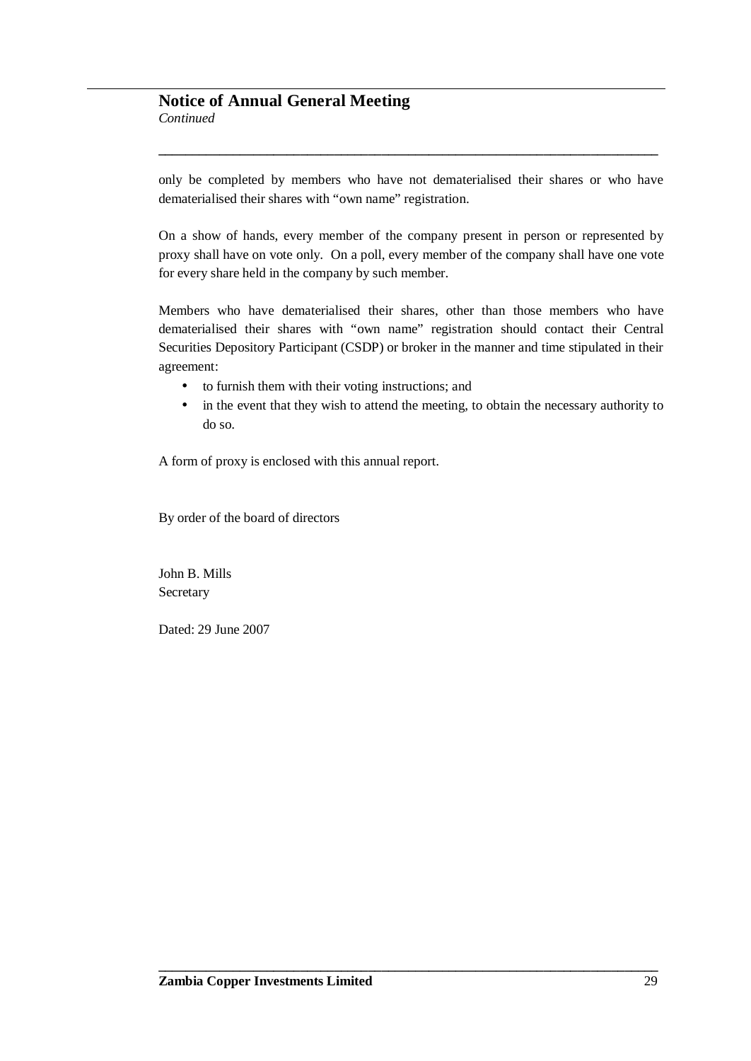## Notice of Annual General Meeting
*Continued*

only be completed by members who have not dematerialised their shares or who have dematerialised their shares with "own name" registration.

On a show of hands, every member of the company present in person or represented by proxy shall have on vote only. On a poll, every member of the company shall have one vote for every share held in the company by such member.

Members who have dematerialised their shares, other than those members who have dematerialised their shares with "own name" registration should contact their Central Securities Depository Participant (CSDP) or broker in the manner and time stipulated in their agreement:

- to furnish them with their voting instructions; and
- in the event that they wish to attend the meeting, to obtain the necessary authority to do so.

A form of proxy is enclosed with this annual report.

By order of the board of directors

John B. Mills
Secretary

Dated: 29 June 2007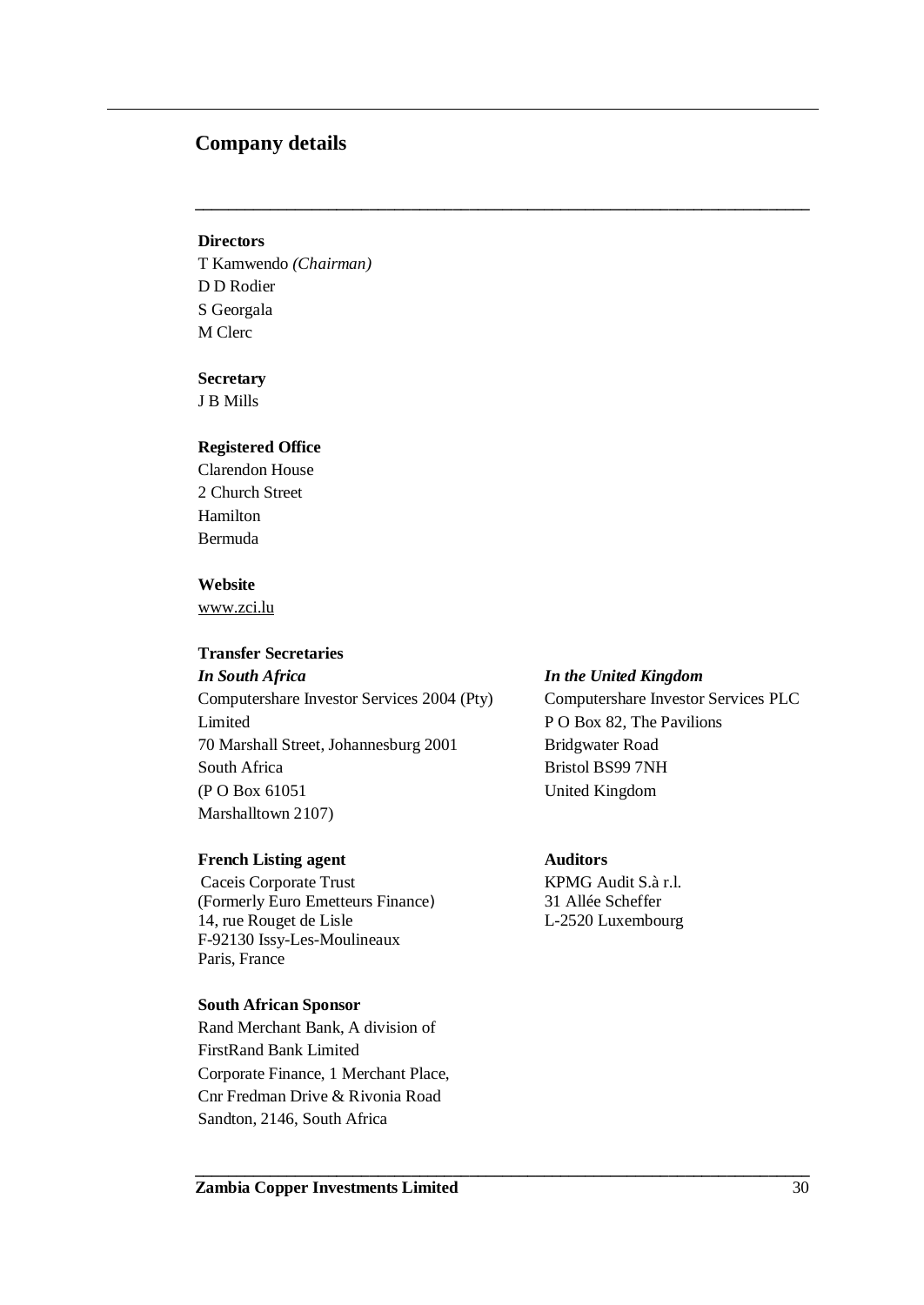## Company details

**Directors**

T Kamwendo *(Chairman)*
D D Rodier
S Georgala
M Clerc

**Secretary**

J B Mills

**Registered Office**

Clarendon House
2 Church Street
Hamilton
Bermuda

**Website**

www.zci.lu

**Transfer Secretaries**

***In South Africa***

Computershare Investor Services 2004 (Pty) Limited
70 Marshall Street, Johannesburg 2001
South Africa
(P O Box 61051
Marshalltown 2107)

***In the United Kingdom***

Computershare Investor Services PLC
P O Box 82, The Pavilions
Bridgwater Road
Bristol BS99 7NH
United Kingdom

**French Listing agent**

Caceis Corporate Trust
(Formerly Euro Emetteurs Finance)
14, rue Rouget de Lisle
F-92130 Issy-Les-Moulineaux
Paris, France

**Auditors**

KPMG Audit S.à r.l.
31 Allée Scheffer
L-2520 Luxembourg

**South African Sponsor**

Rand Merchant Bank, A division of
FirstRand Bank Limited
Corporate Finance, 1 Merchant Place,
Cnr Fredman Drive & Rivonia Road
Sandton, 2146, South Africa